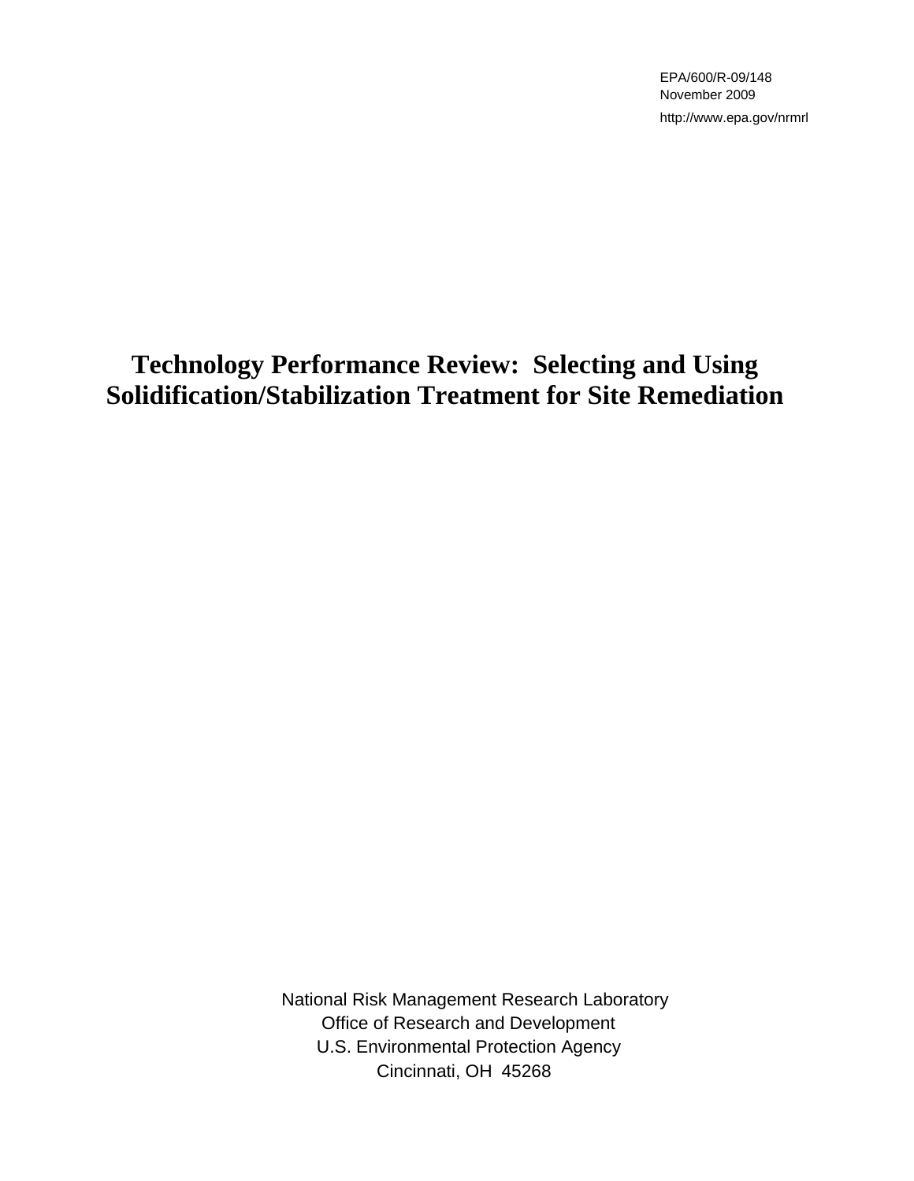EPA/600/R-09/148
November 2009
http://www.epa.gov/nrmrl

# Technology Performance Review: Selecting and Using Solidification/Stabilization Treatment for Site Remediation

National Risk Management Research Laboratory
Office of Research and Development
U.S. Environmental Protection Agency
Cincinnati, OH 45268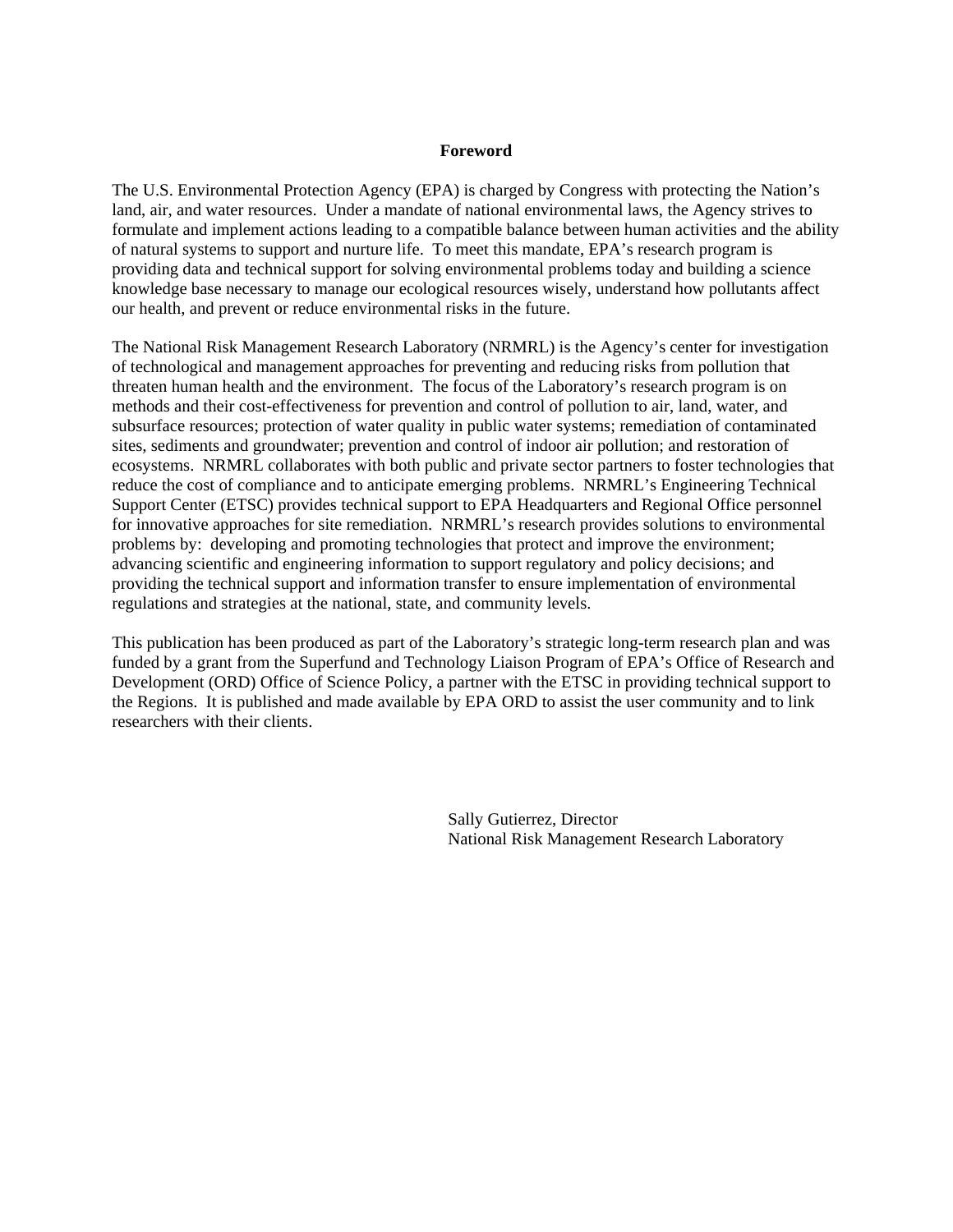# Foreword

The U.S. Environmental Protection Agency (EPA) is charged by Congress with protecting the Nation's land, air, and water resources. Under a mandate of national environmental laws, the Agency strives to formulate and implement actions leading to a compatible balance between human activities and the ability of natural systems to support and nurture life. To meet this mandate, EPA's research program is providing data and technical support for solving environmental problems today and building a science knowledge base necessary to manage our ecological resources wisely, understand how pollutants affect our health, and prevent or reduce environmental risks in the future.

The National Risk Management Research Laboratory (NRMRL) is the Agency's center for investigation of technological and management approaches for preventing and reducing risks from pollution that threaten human health and the environment. The focus of the Laboratory's research program is on methods and their cost-effectiveness for prevention and control of pollution to air, land, water, and subsurface resources; protection of water quality in public water systems; remediation of contaminated sites, sediments and groundwater; prevention and control of indoor air pollution; and restoration of ecosystems. NRMRL collaborates with both public and private sector partners to foster technologies that reduce the cost of compliance and to anticipate emerging problems. NRMRL's Engineering Technical Support Center (ETSC) provides technical support to EPA Headquarters and Regional Office personnel for innovative approaches for site remediation. NRMRL's research provides solutions to environmental problems by: developing and promoting technologies that protect and improve the environment; advancing scientific and engineering information to support regulatory and policy decisions; and providing the technical support and information transfer to ensure implementation of environmental regulations and strategies at the national, state, and community levels.

This publication has been produced as part of the Laboratory's strategic long-term research plan and was funded by a grant from the Superfund and Technology Liaison Program of EPA's Office of Research and Development (ORD) Office of Science Policy, a partner with the ETSC in providing technical support to the Regions. It is published and made available by EPA ORD to assist the user community and to link researchers with their clients.

Sally Gutierrez, Director
National Risk Management Research Laboratory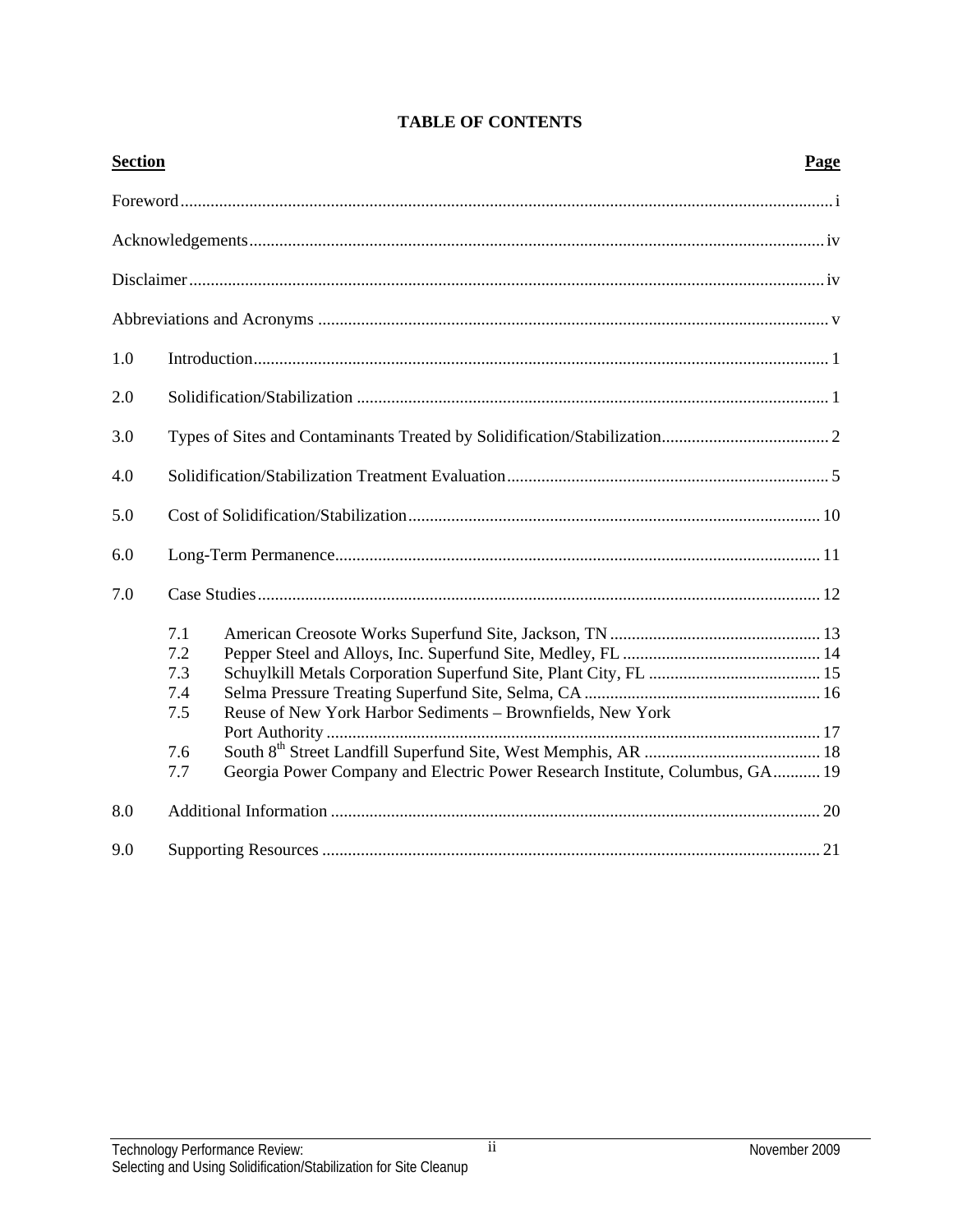## TABLE OF CONTENTS

| Section | | Page |
|---|---|---|
| Foreword | | i |
| Acknowledgements | | iv |
| Disclaimer | | iv |
| Abbreviations and Acronyms | | v |
| 1.0 | Introduction | 1 |
| 2.0 | Solidification/Stabilization | 1 |
| 3.0 | Types of Sites and Contaminants Treated by Solidification/Stabilization | 2 |
| 4.0 | Solidification/Stabilization Treatment Evaluation | 5 |
| 5.0 | Cost of Solidification/Stabilization | 10 |
| 6.0 | Long-Term Permanence | 11 |
| 7.0 | Case Studies | 12 |
| | 7.1 American Creosote Works Superfund Site, Jackson, TN | 13 |
| | 7.2 Pepper Steel and Alloys, Inc. Superfund Site, Medley, FL | 14 |
| | 7.3 Schuylkill Metals Corporation Superfund Site, Plant City, FL | 15 |
| | 7.4 Selma Pressure Treating Superfund Site, Selma, CA | 16 |
| | 7.5 Reuse of New York Harbor Sediments – Brownfields, New York Port Authority | 17 |
| | 7.6 South 8th Street Landfill Superfund Site, West Memphis, AR | 18 |
| | 7.7 Georgia Power Company and Electric Power Research Institute, Columbus, GA | 19 |
| 8.0 | Additional Information | 20 |
| 9.0 | Supporting Resources | 21 |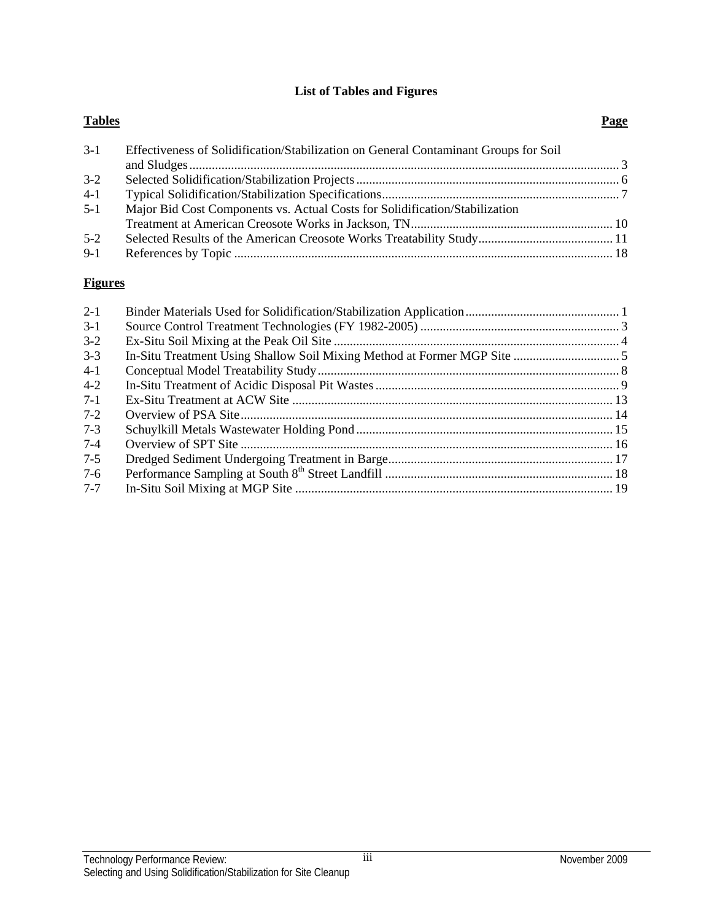# List of Tables and Figures

| Tables | | Page |
|---|---|---|
| 3-1 | Effectiveness of Solidification/Stabilization on General Contaminant Groups for Soil and Sludges | 3 |
| 3-2 | Selected Solidification/Stabilization Projects | 6 |
| 4-1 | Typical Solidification/Stabilization Specifications | 7 |
| 5-1 | Major Bid Cost Components vs. Actual Costs for Solidification/Stabilization Treatment at American Creosote Works in Jackson, TN | 10 |
| 5-2 | Selected Results of the American Creosote Works Treatability Study | 11 |
| 9-1 | References by Topic | 18 |

| Figures | | |
|---|---|---|
| 2-1 | Binder Materials Used for Solidification/Stabilization Application | 1 |
| 3-1 | Source Control Treatment Technologies (FY 1982-2005) | 3 |
| 3-2 | Ex-Situ Soil Mixing at the Peak Oil Site | 4 |
| 3-3 | In-Situ Treatment Using Shallow Soil Mixing Method at Former MGP Site | 5 |
| 4-1 | Conceptual Model Treatability Study | 8 |
| 4-2 | In-Situ Treatment of Acidic Disposal Pit Wastes | 9 |
| 7-1 | Ex-Situ Treatment at ACW Site | 13 |
| 7-2 | Overview of PSA Site | 14 |
| 7-3 | Schuylkill Metals Wastewater Holding Pond | 15 |
| 7-4 | Overview of SPT Site | 16 |
| 7-5 | Dredged Sediment Undergoing Treatment in Barge | 17 |
| 7-6 | Performance Sampling at South 8$^{th}$ Street Landfill | 18 |
| 7-7 | In-Situ Soil Mixing at MGP Site | 19 |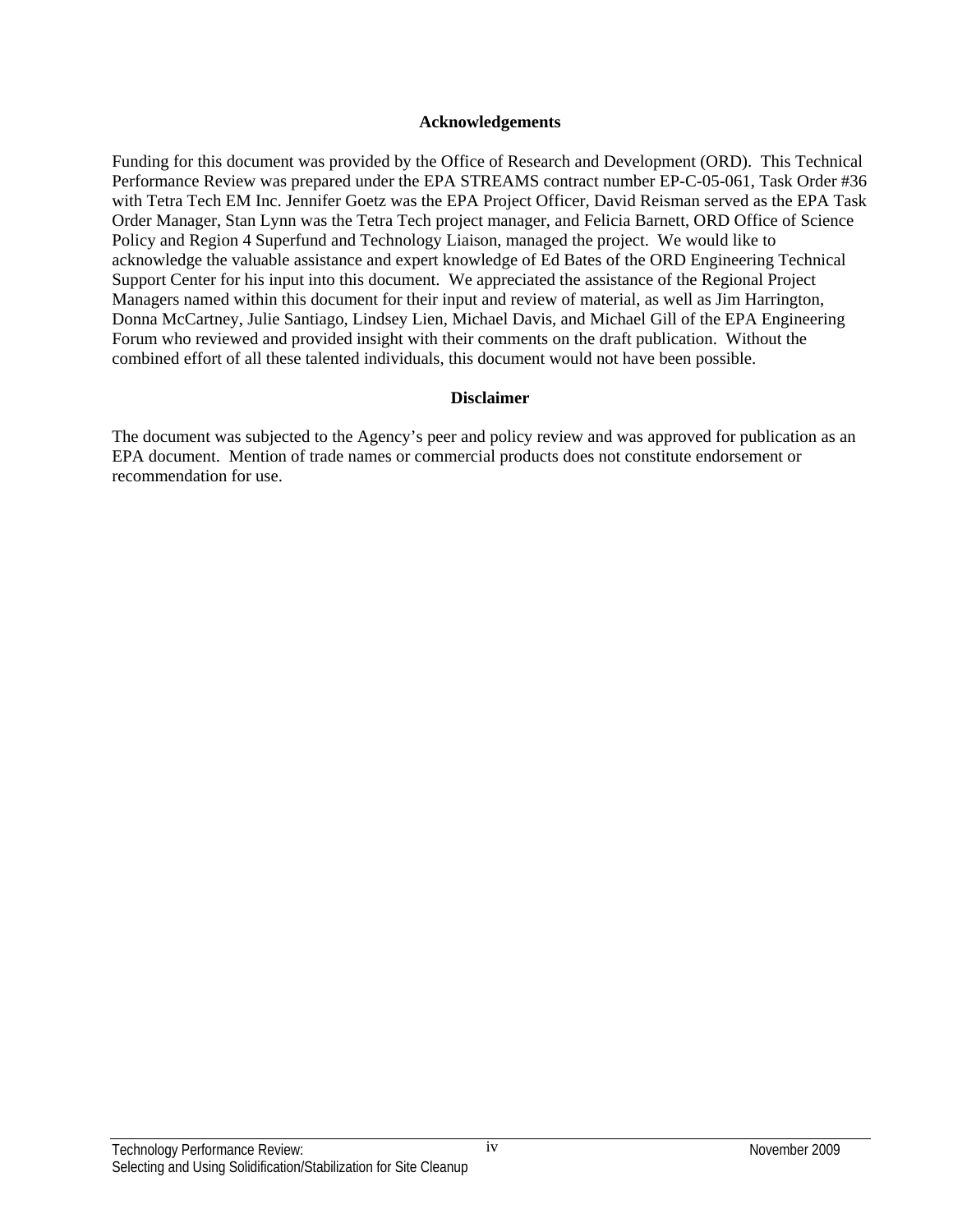## Acknowledgements

Funding for this document was provided by the Office of Research and Development (ORD). This Technical Performance Review was prepared under the EPA STREAMS contract number EP-C-05-061, Task Order #36 with Tetra Tech EM Inc. Jennifer Goetz was the EPA Project Officer, David Reisman served as the EPA Task Order Manager, Stan Lynn was the Tetra Tech project manager, and Felicia Barnett, ORD Office of Science Policy and Region 4 Superfund and Technology Liaison, managed the project. We would like to acknowledge the valuable assistance and expert knowledge of Ed Bates of the ORD Engineering Technical Support Center for his input into this document. We appreciated the assistance of the Regional Project Managers named within this document for their input and review of material, as well as Jim Harrington, Donna McCartney, Julie Santiago, Lindsey Lien, Michael Davis, and Michael Gill of the EPA Engineering Forum who reviewed and provided insight with their comments on the draft publication. Without the combined effort of all these talented individuals, this document would not have been possible.

## Disclaimer

The document was subjected to the Agency's peer and policy review and was approved for publication as an EPA document. Mention of trade names or commercial products does not constitute endorsement or recommendation for use.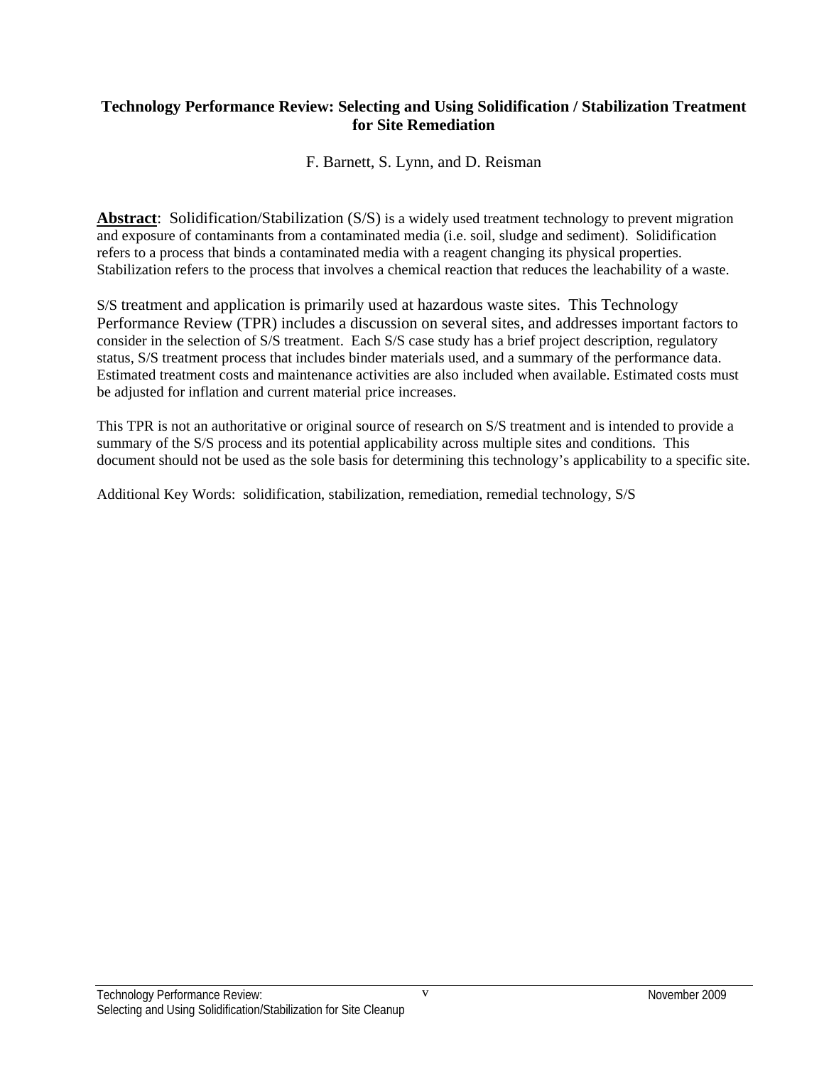**Technology Performance Review: Selecting and Using Solidification / Stabilization Treatment for Site Remediation**

F. Barnett, S. Lynn, and D. Reisman

**Abstract**: Solidification/Stabilization (S/S) is a widely used treatment technology to prevent migration and exposure of contaminants from a contaminated media (i.e. soil, sludge and sediment). Solidification refers to a process that binds a contaminated media with a reagent changing its physical properties. Stabilization refers to the process that involves a chemical reaction that reduces the leachability of a waste.

S/S treatment and application is primarily used at hazardous waste sites. This Technology Performance Review (TPR) includes a discussion on several sites, and addresses important factors to consider in the selection of S/S treatment. Each S/S case study has a brief project description, regulatory status, S/S treatment process that includes binder materials used, and a summary of the performance data. Estimated treatment costs and maintenance activities are also included when available. Estimated costs must be adjusted for inflation and current material price increases.

This TPR is not an authoritative or original source of research on S/S treatment and is intended to provide a summary of the S/S process and its potential applicability across multiple sites and conditions. This document should not be used as the sole basis for determining this technology's applicability to a specific site.

Additional Key Words: solidification, stabilization, remediation, remedial technology, S/S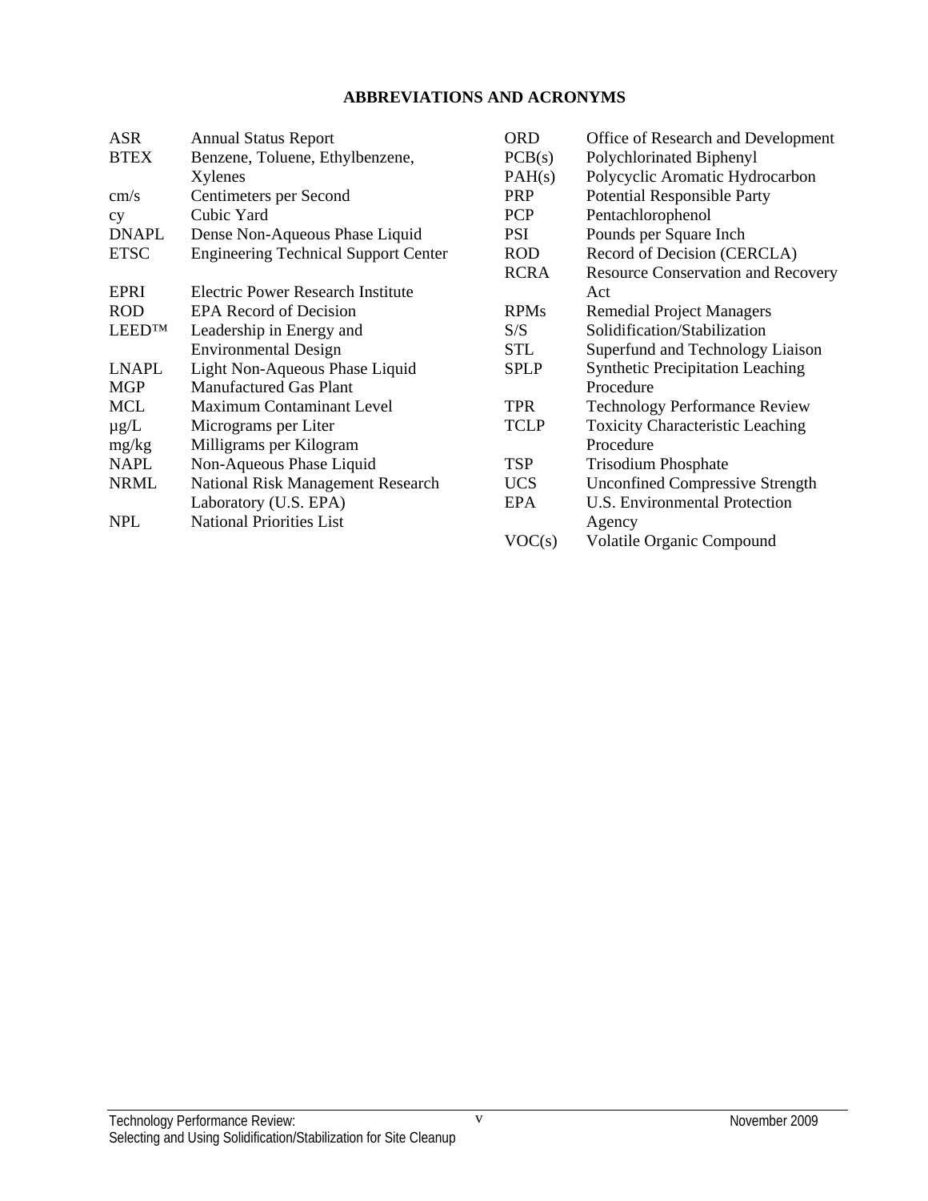# ABBREVIATIONS AND ACRONYMS

| | |
|---|---|
| ASR | Annual Status Report |
| BTEX | Benzene, Toluene, Ethylbenzene, Xylenes |
| cm/s | Centimeters per Second |
| cy | Cubic Yard |
| DNAPL | Dense Non-Aqueous Phase Liquid |
| ETSC | Engineering Technical Support Center |
| EPRI | Electric Power Research Institute |
| ROD | EPA Record of Decision |
| LEED™ | Leadership in Energy and Environmental Design |
| LNAPL | Light Non-Aqueous Phase Liquid |
| MGP | Manufactured Gas Plant |
| MCL | Maximum Contaminant Level |
| µg/L | Micrograms per Liter |
| mg/kg | Milligrams per Kilogram |
| NAPL | Non-Aqueous Phase Liquid |
| NRML | National Risk Management Research Laboratory (U.S. EPA) |
| NPL | National Priorities List |
| ORD | Office of Research and Development |
| PCB(s) | Polychlorinated Biphenyl |
| PAH(s) | Polycyclic Aromatic Hydrocarbon |
| PRP | Potential Responsible Party |
| PCP | Pentachlorophenol |
| PSI | Pounds per Square Inch |
| ROD | Record of Decision (CERCLA) |
| RCRA | Resource Conservation and Recovery Act |
| RPMs | Remedial Project Managers |
| S/S | Solidification/Stabilization |
| STL | Superfund and Technology Liaison |
| SPLP | Synthetic Precipitation Leaching Procedure |
| TPR | Technology Performance Review |
| TCLP | Toxicity Characteristic Leaching Procedure |
| TSP | Trisodium Phosphate |
| UCS | Unconfined Compressive Strength |
| EPA | U.S. Environmental Protection Agency |
| VOC(s) | Volatile Organic Compound |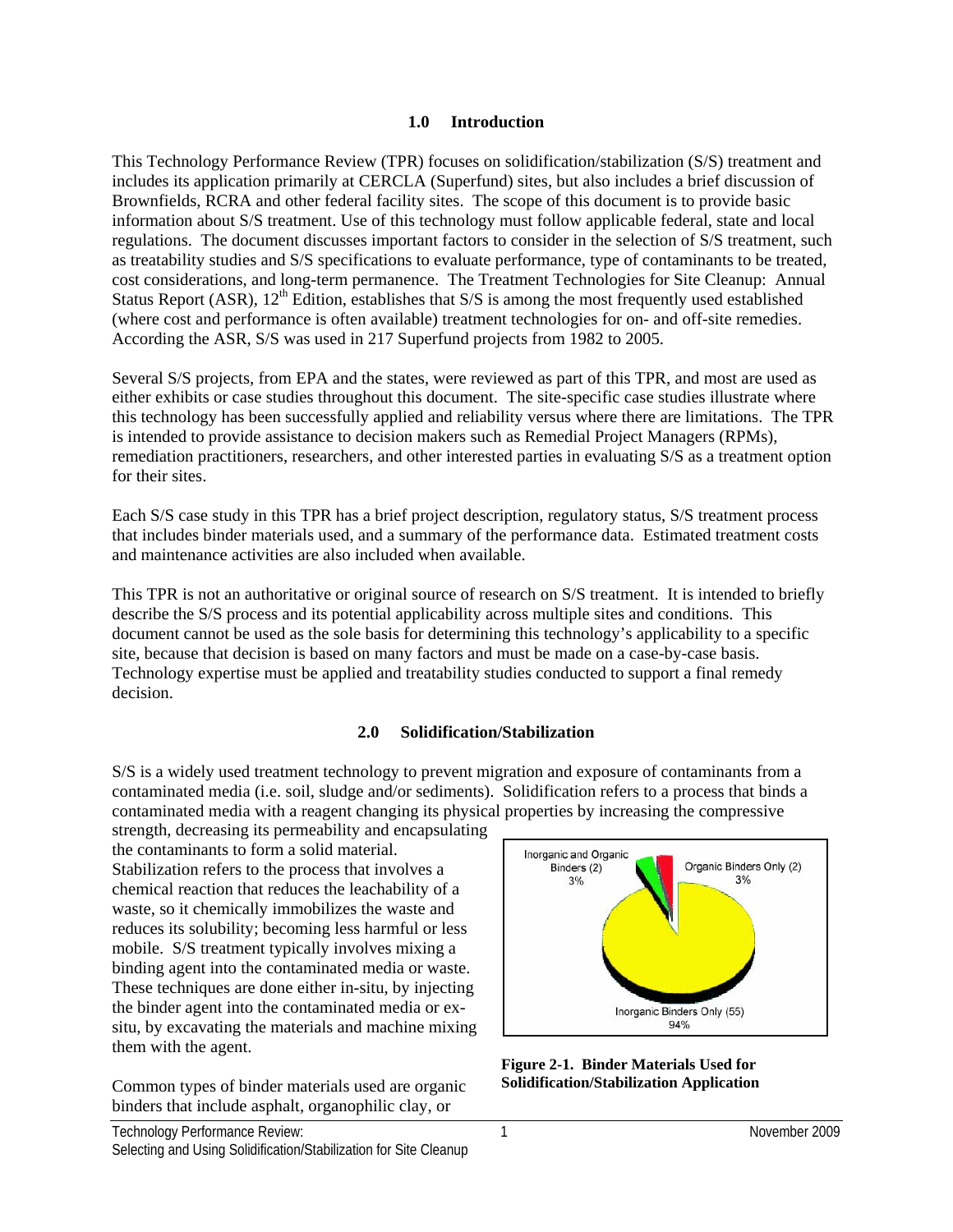## 1.0 Introduction

This Technology Performance Review (TPR) focuses on solidification/stabilization (S/S) treatment and includes its application primarily at CERCLA (Superfund) sites, but also includes a brief discussion of Brownfields, RCRA and other federal facility sites. The scope of this document is to provide basic information about S/S treatment. Use of this technology must follow applicable federal, state and local regulations. The document discusses important factors to consider in the selection of S/S treatment, such as treatability studies and S/S specifications to evaluate performance, type of contaminants to be treated, cost considerations, and long-term permanence. The Treatment Technologies for Site Cleanup: Annual Status Report (ASR), 12th Edition, establishes that S/S is among the most frequently used established (where cost and performance is often available) treatment technologies for on- and off-site remedies. According the ASR, S/S was used in 217 Superfund projects from 1982 to 2005.

Several S/S projects, from EPA and the states, were reviewed as part of this TPR, and most are used as either exhibits or case studies throughout this document. The site-specific case studies illustrate where this technology has been successfully applied and reliability versus where there are limitations. The TPR is intended to provide assistance to decision makers such as Remedial Project Managers (RPMs), remediation practitioners, researchers, and other interested parties in evaluating S/S as a treatment option for their sites.

Each S/S case study in this TPR has a brief project description, regulatory status, S/S treatment process that includes binder materials used, and a summary of the performance data. Estimated treatment costs and maintenance activities are also included when available.

This TPR is not an authoritative or original source of research on S/S treatment. It is intended to briefly describe the S/S process and its potential applicability across multiple sites and conditions. This document cannot be used as the sole basis for determining this technology's applicability to a specific site, because that decision is based on many factors and must be made on a case-by-case basis. Technology expertise must be applied and treatability studies conducted to support a final remedy decision.

## 2.0 Solidification/Stabilization

S/S is a widely used treatment technology to prevent migration and exposure of contaminants from a contaminated media (i.e. soil, sludge and/or sediments). Solidification refers to a process that binds a contaminated media with a reagent changing its physical properties by increasing the compressive strength, decreasing its permeability and encapsulating the contaminants to form a solid material. Stabilization refers to the process that involves a chemical reaction that reduces the leachability of a waste, so it chemically immobilizes the waste and reduces its solubility; becoming less harmful or less mobile. S/S treatment typically involves mixing a binding agent into the contaminated media or waste. These techniques are done either in-situ, by injecting the binder agent into the contaminated media or ex-situ, by excavating the materials and machine mixing them with the agent.

Inorganic and Organic Binders (2) 3%

Organic Binders Only (2) 3%

Inorganic Binders Only (55) 94%

**Figure 2-1. Binder Materials Used for Solidification/Stabilization Application**

Common types of binder materials used are organic binders that include asphalt, organophilic clay, or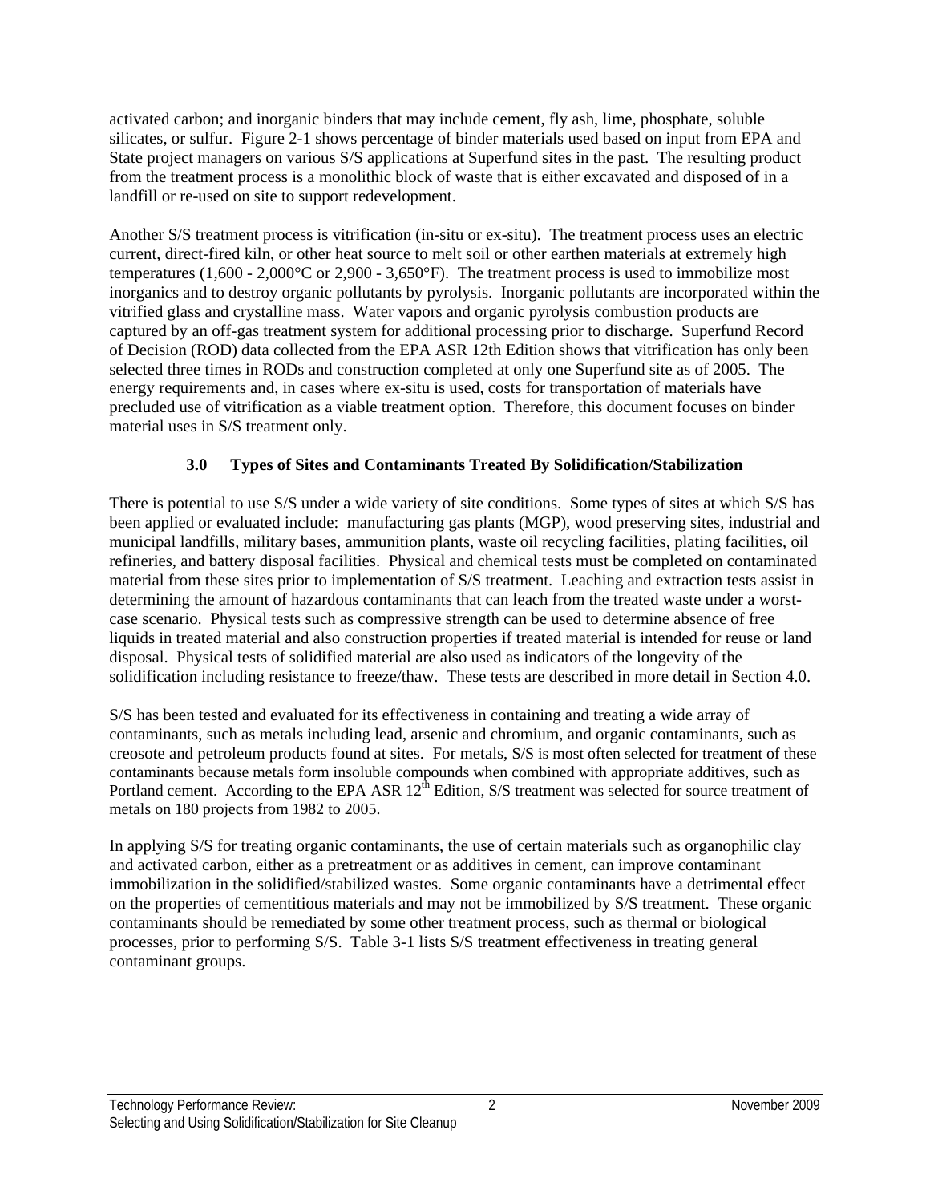activated carbon; and inorganic binders that may include cement, fly ash, lime, phosphate, soluble silicates, or sulfur. Figure 2-1 shows percentage of binder materials used based on input from EPA and State project managers on various S/S applications at Superfund sites in the past. The resulting product from the treatment process is a monolithic block of waste that is either excavated and disposed of in a landfill or re-used on site to support redevelopment.

Another S/S treatment process is vitrification (in-situ or ex-situ). The treatment process uses an electric current, direct-fired kiln, or other heat source to melt soil or other earthen materials at extremely high temperatures (1,600 - 2,000°C or 2,900 - 3,650°F). The treatment process is used to immobilize most inorganics and to destroy organic pollutants by pyrolysis. Inorganic pollutants are incorporated within the vitrified glass and crystalline mass. Water vapors and organic pyrolysis combustion products are captured by an off-gas treatment system for additional processing prior to discharge. Superfund Record of Decision (ROD) data collected from the EPA ASR 12th Edition shows that vitrification has only been selected three times in RODs and construction completed at only one Superfund site as of 2005. The energy requirements and, in cases where ex-situ is used, costs for transportation of materials have precluded use of vitrification as a viable treatment option. Therefore, this document focuses on binder material uses in S/S treatment only.

## 3.0 Types of Sites and Contaminants Treated By Solidification/Stabilization

There is potential to use S/S under a wide variety of site conditions. Some types of sites at which S/S has been applied or evaluated include: manufacturing gas plants (MGP), wood preserving sites, industrial and municipal landfills, military bases, ammunition plants, waste oil recycling facilities, plating facilities, oil refineries, and battery disposal facilities. Physical and chemical tests must be completed on contaminated material from these sites prior to implementation of S/S treatment. Leaching and extraction tests assist in determining the amount of hazardous contaminants that can leach from the treated waste under a worst-case scenario. Physical tests such as compressive strength can be used to determine absence of free liquids in treated material and also construction properties if treated material is intended for reuse or land disposal. Physical tests of solidified material are also used as indicators of the longevity of the solidification including resistance to freeze/thaw. These tests are described in more detail in Section 4.0.

S/S has been tested and evaluated for its effectiveness in containing and treating a wide array of contaminants, such as metals including lead, arsenic and chromium, and organic contaminants, such as creosote and petroleum products found at sites. For metals, S/S is most often selected for treatment of these contaminants because metals form insoluble compounds when combined with appropriate additives, such as Portland cement. According to the EPA ASR 12th Edition, S/S treatment was selected for source treatment of metals on 180 projects from 1982 to 2005.

In applying S/S for treating organic contaminants, the use of certain materials such as organophilic clay and activated carbon, either as a pretreatment or as additives in cement, can improve contaminant immobilization in the solidified/stabilized wastes. Some organic contaminants have a detrimental effect on the properties of cementitious materials and may not be immobilized by S/S treatment. These organic contaminants should be remediated by some other treatment process, such as thermal or biological processes, prior to performing S/S. Table 3-1 lists S/S treatment effectiveness in treating general contaminant groups.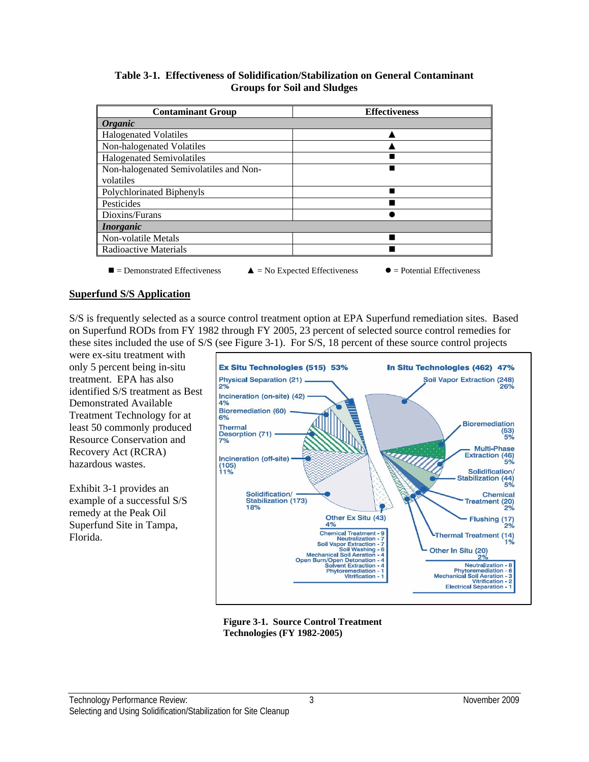**Table 3-1. Effectiveness of Solidification/Stabilization on General Contaminant Groups for Soil and Sludges**

| Contaminant Group | Effectiveness |
|---|---|
| ***Organic*** | |
| Halogenated Volatiles | ▲ |
| Non-halogenated Volatiles | ▲ |
| Halogenated Semivolatiles | ■ |
| Non-halogenated Semivolatiles and Non-volatiles | ■ |
| Polychlorinated Biphenyls | ■ |
| Pesticides | ■ |
| Dioxins/Furans | ● |
| ***Inorganic*** | |
| Non-volatile Metals | ■ |
| Radioactive Materials | ■ |

■ = Demonstrated Effectiveness ▲ = No Expected Effectiveness ● = Potential Effectiveness

## Superfund S/S Application

S/S is frequently selected as a source control treatment option at EPA Superfund remediation sites. Based on Superfund RODs from FY 1982 through FY 2005, 23 percent of selected source control remedies for these sites included the use of S/S (see Figure 3-1). For S/S, 18 percent of these source control projects were ex-situ treatment with only 5 percent being in-situ treatment. EPA has also identified S/S treatment as Best Demonstrated Available Treatment Technology for at least 50 commonly produced Resource Conservation and Recovery Act (RCRA) hazardous wastes.

Exhibit 3-1 provides an example of a successful S/S remedy at the Peak Oil Superfund Site in Tampa, Florida.

Ex Situ Technologies (515) 53%

- Physical Separation (21) 2%
- Incineration (on-site) (42) 4%
- Bioremediation (60) 6%
- Thermal Desorption (71) 7%
- Incineration (off-site) (105) 11%
- Solidification/Stabilization (173) 18%
- Other Ex Situ (43) 4%
  - Chemical Treatment - 9
  - Neutralization - 7
  - Soil Vapor Extraction - 7
  - Soil Washing - 6
  - Mechanical Soil Aeration - 4
  - Open Burn/Open Detonation - 4
  - Solvent Extraction - 4
  - Phytoremediation - 1
  - Vitrification - 1

In Situ Technologies (462) 47%

- Soil Vapor Extraction (248) 26%
- Bioremediation (53) 5%
- Multi-Phase Extraction (46) 5%
- Solidification/Stabilization (44) 5%
- Chemical Treatment (20) 2%
- Flushing (17) 2%
- Thermal Treatment (14) 1%
- Other In Situ (20) 2%
  - Neutralization - 8
  - Phytoremediation - 6
  - Mechanical Soil Aeration - 3
  - Vitrification - 2
  - Electrical Separation - 1

**Figure 3-1. Source Control Treatment Technologies (FY 1982-2005)**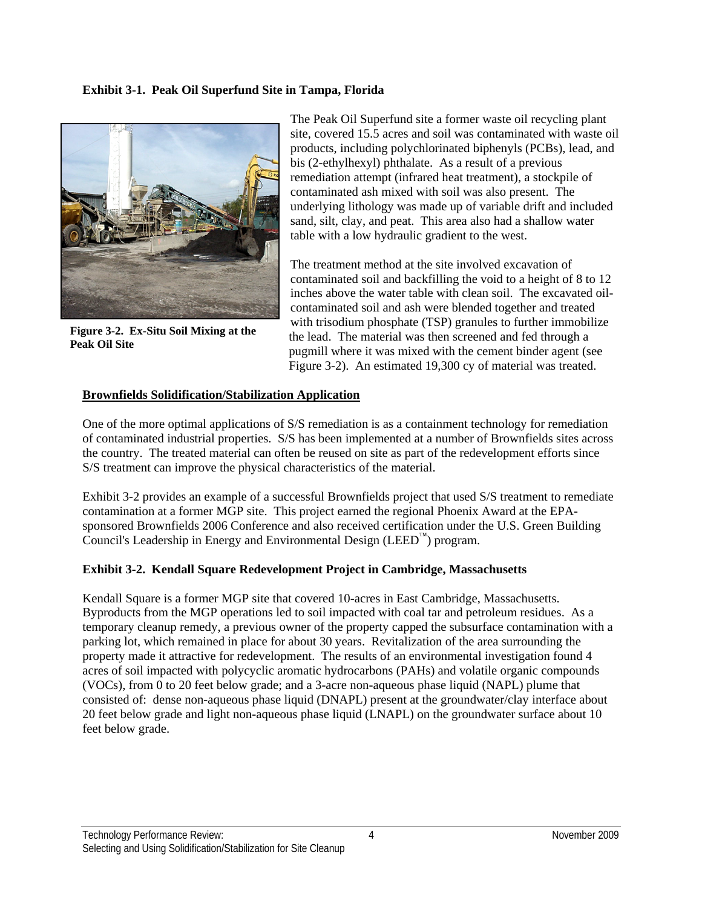**Exhibit 3-1. Peak Oil Superfund Site in Tampa, Florida**

**Figure 3-2. Ex-Situ Soil Mixing at the Peak Oil Site**

The Peak Oil Superfund site a former waste oil recycling plant site, covered 15.5 acres and soil was contaminated with waste oil products, including polychlorinated biphenyls (PCBs), lead, and bis (2-ethylhexyl) phthalate. As a result of a previous remediation attempt (infrared heat treatment), a stockpile of contaminated ash mixed with soil was also present. The underlying lithology was made up of variable drift and included sand, silt, clay, and peat. This area also had a shallow water table with a low hydraulic gradient to the west.

The treatment method at the site involved excavation of contaminated soil and backfilling the void to a height of 8 to 12 inches above the water table with clean soil. The excavated oil-contaminated soil and ash were blended together and treated with trisodium phosphate (TSP) granules to further immobilize the lead. The material was then screened and fed through a pugmill where it was mixed with the cement binder agent (see Figure 3-2). An estimated 19,300 cy of material was treated.

**Brownfields Solidification/Stabilization Application**

One of the more optimal applications of S/S remediation is as a containment technology for remediation of contaminated industrial properties. S/S has been implemented at a number of Brownfields sites across the country. The treated material can often be reused on site as part of the redevelopment efforts since S/S treatment can improve the physical characteristics of the material.

Exhibit 3-2 provides an example of a successful Brownfields project that used S/S treatment to remediate contamination at a former MGP site. This project earned the regional Phoenix Award at the EPA-sponsored Brownfields 2006 Conference and also received certification under the U.S. Green Building Council's Leadership in Energy and Environmental Design (LEED™) program.

**Exhibit 3-2. Kendall Square Redevelopment Project in Cambridge, Massachusetts**

Kendall Square is a former MGP site that covered 10-acres in East Cambridge, Massachusetts. Byproducts from the MGP operations led to soil impacted with coal tar and petroleum residues. As a temporary cleanup remedy, a previous owner of the property capped the subsurface contamination with a parking lot, which remained in place for about 30 years. Revitalization of the area surrounding the property made it attractive for redevelopment. The results of an environmental investigation found 4 acres of soil impacted with polycyclic aromatic hydrocarbons (PAHs) and volatile organic compounds (VOCs), from 0 to 20 feet below grade; and a 3-acre non-aqueous phase liquid (NAPL) plume that consisted of: dense non-aqueous phase liquid (DNAPL) present at the groundwater/clay interface about 20 feet below grade and light non-aqueous phase liquid (LNAPL) on the groundwater surface about 10 feet below grade.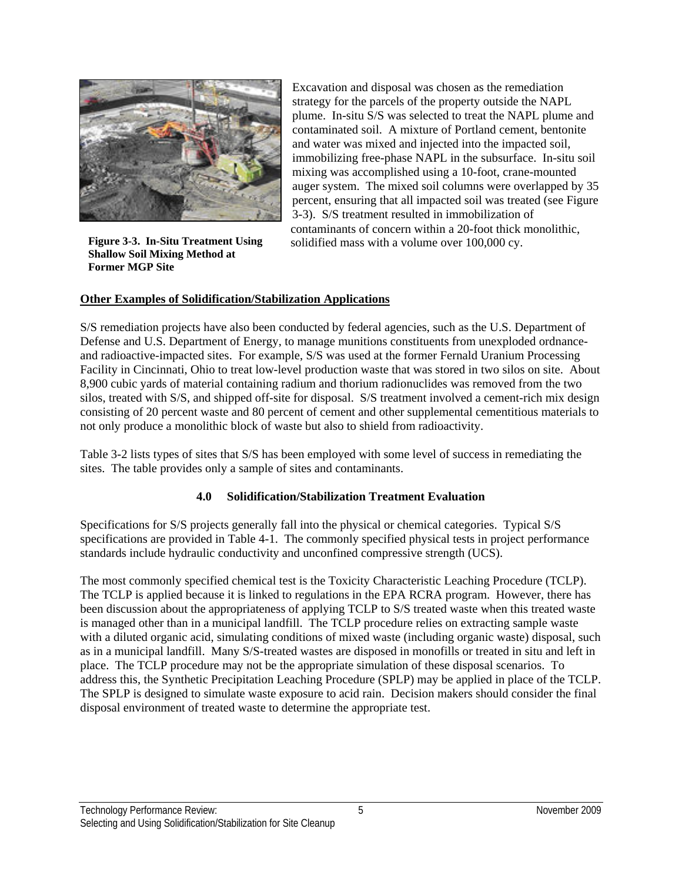Excavation and disposal was chosen as the remediation strategy for the parcels of the property outside the NAPL plume. In-situ S/S was selected to treat the NAPL plume and contaminated soil. A mixture of Portland cement, bentonite and water was mixed and injected into the impacted soil, immobilizing free-phase NAPL in the subsurface. In-situ soil mixing was accomplished using a 10-foot, crane-mounted auger system. The mixed soil columns were overlapped by 35 percent, ensuring that all impacted soil was treated (see Figure 3-3). S/S treatment resulted in immobilization of contaminants of concern within a 20-foot thick monolithic, solidified mass with a volume over 100,000 cy.

**Figure 3-3. In-Situ Treatment Using Shallow Soil Mixing Method at Former MGP Site**

<u>**Other Examples of Solidification/Stabilization Applications**</u>

S/S remediation projects have also been conducted by federal agencies, such as the U.S. Department of Defense and U.S. Department of Energy, to manage munitions constituents from unexploded ordnance- and radioactive-impacted sites. For example, S/S was used at the former Fernald Uranium Processing Facility in Cincinnati, Ohio to treat low-level production waste that was stored in two silos on site. About 8,900 cubic yards of material containing radium and thorium radionuclides was removed from the two silos, treated with S/S, and shipped off-site for disposal. S/S treatment involved a cement-rich mix design consisting of 20 percent waste and 80 percent of cement and other supplemental cementitious materials to not only produce a monolithic block of waste but also to shield from radioactivity.

Table 3-2 lists types of sites that S/S has been employed with some level of success in remediating the sites. The table provides only a sample of sites and contaminants.

## 4.0 Solidification/Stabilization Treatment Evaluation

Specifications for S/S projects generally fall into the physical or chemical categories. Typical S/S specifications are provided in Table 4-1. The commonly specified physical tests in project performance standards include hydraulic conductivity and unconfined compressive strength (UCS).

The most commonly specified chemical test is the Toxicity Characteristic Leaching Procedure (TCLP). The TCLP is applied because it is linked to regulations in the EPA RCRA program. However, there has been discussion about the appropriateness of applying TCLP to S/S treated waste when this treated waste is managed other than in a municipal landfill. The TCLP procedure relies on extracting sample waste with a diluted organic acid, simulating conditions of mixed waste (including organic waste) disposal, such as in a municipal landfill. Many S/S-treated wastes are disposed in monofills or treated in situ and left in place. The TCLP procedure may not be the appropriate simulation of these disposal scenarios. To address this, the Synthetic Precipitation Leaching Procedure (SPLP) may be applied in place of the TCLP. The SPLP is designed to simulate waste exposure to acid rain. Decision makers should consider the final disposal environment of treated waste to determine the appropriate test.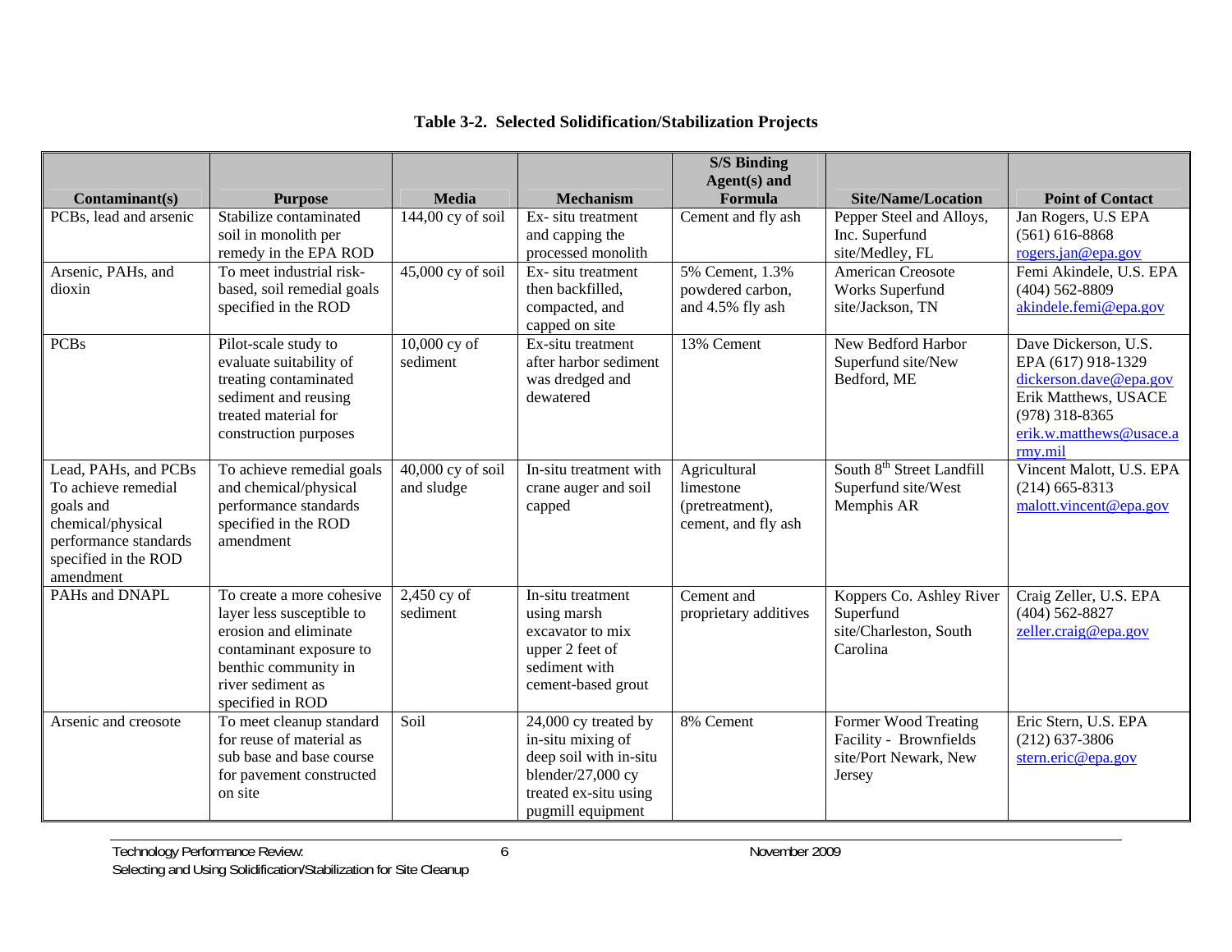**Table 3-2. Selected Solidification/Stabilization Projects**

| Contaminant(s) | Purpose | Media | Mechanism | S/S Binding Agent(s) and Formula | Site/Name/Location | Point of Contact |
|---|---|---|---|---|---|---|
| PCBs, lead and arsenic | Stabilize contaminated soil in monolith per remedy in the EPA ROD | 144,00 cy of soil | Ex- situ treatment and capping the processed monolith | Cement and fly ash | Pepper Steel and Alloys, Inc. Superfund site/Medley, FL | Jan Rogers, U.S EPA (561) 616-8868 rogers.jan@epa.gov |
| Arsenic, PAHs, and dioxin | To meet industrial risk-based, soil remedial goals specified in the ROD | 45,000 cy of soil | Ex- situ treatment then backfilled, compacted, and capped on site | 5% Cement, 1.3% powdered carbon, and 4.5% fly ash | American Creosote Works Superfund site/Jackson, TN | Femi Akindele, U.S. EPA (404) 562-8809 akindele.femi@epa.gov |
| PCBs | Pilot-scale study to evaluate suitability of treating contaminated sediment and reusing treated material for construction purposes | 10,000 cy of sediment | Ex-situ treatment after harbor sediment was dredged and dewatered | 13% Cement | New Bedford Harbor Superfund site/New Bedford, ME | Dave Dickerson, U.S. EPA (617) 918-1329 dickerson.dave@epa.gov Erik Matthews, USACE (978) 318-8365 erik.w.matthews@usace.army.mil |
| Lead, PAHs, and PCBs To achieve remedial goals and chemical/physical performance standards specified in the ROD amendment | To achieve remedial goals and chemical/physical performance standards specified in the ROD amendment | 40,000 cy of soil and sludge | In-situ treatment with crane auger and soil capped | Agricultural limestone (pretreatment), cement, and fly ash | South 8th Street Landfill Superfund site/West Memphis AR | Vincent Malott, U.S. EPA (214) 665-8313 malott.vincent@epa.gov |
| PAHs and DNAPL | To create a more cohesive layer less susceptible to erosion and eliminate contaminant exposure to benthic community in river sediment as specified in ROD | 2,450 cy of sediment | In-situ treatment using marsh excavator to mix upper 2 feet of sediment with cement-based grout | Cement and proprietary additives | Koppers Co. Ashley River Superfund site/Charleston, South Carolina | Craig Zeller, U.S. EPA (404) 562-8827 zeller.craig@epa.gov |
| Arsenic and creosote | To meet cleanup standard for reuse of material as sub base and base course for pavement constructed on site | Soil | 24,000 cy treated by in-situ mixing of deep soil with in-situ blender/27,000 cy treated ex-situ using pugmill equipment | 8% Cement | Former Wood Treating Facility - Brownfields site/Port Newark, New Jersey | Eric Stern, U.S. EPA (212) 637-3806 stern.eric@epa.gov |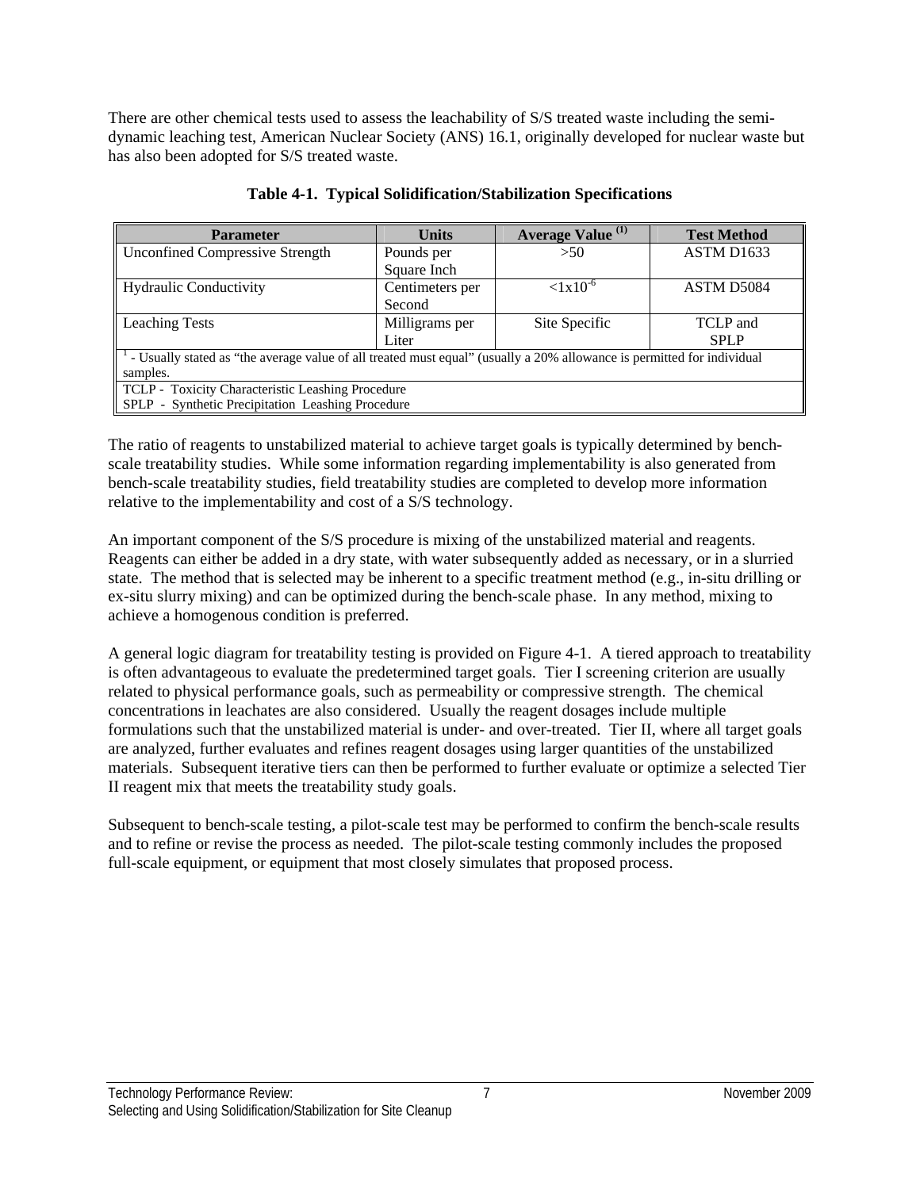There are other chemical tests used to assess the leachability of S/S treated waste including the semi-dynamic leaching test, American Nuclear Society (ANS) 16.1, originally developed for nuclear waste but has also been adopted for S/S treated waste.

**Table 4-1. Typical Solidification/Stabilization Specifications**

| Parameter | Units | Average Value [(1)] | Test Method |
|---|---|---|---|
| Unconfined Compressive Strength | Pounds per Square Inch | >50 | ASTM D1633 |
| Hydraulic Conductivity | Centimeters per Second | $<1x10^{-6}$ | ASTM D5084 |
| Leaching Tests | Milligrams per Liter | Site Specific | TCLP and SPLP |
| [1] - Usually stated as "the average value of all treated must equal" (usually a 20% allowance is permitted for individual samples. | | | |
| TCLP - Toxicity Characteristic Leashing Procedure<br>SPLP - Synthetic Precipitation Leashing Procedure | | | |

The ratio of reagents to unstabilized material to achieve target goals is typically determined by bench-scale treatability studies. While some information regarding implementability is also generated from bench-scale treatability studies, field treatability studies are completed to develop more information relative to the implementability and cost of a S/S technology.

An important component of the S/S procedure is mixing of the unstabilized material and reagents. Reagents can either be added in a dry state, with water subsequently added as necessary, or in a slurried state. The method that is selected may be inherent to a specific treatment method (e.g., in-situ drilling or ex-situ slurry mixing) and can be optimized during the bench-scale phase. In any method, mixing to achieve a homogenous condition is preferred.

A general logic diagram for treatability testing is provided on Figure 4-1. A tiered approach to treatability is often advantageous to evaluate the predetermined target goals. Tier I screening criterion are usually related to physical performance goals, such as permeability or compressive strength. The chemical concentrations in leachates are also considered. Usually the reagent dosages include multiple formulations such that the unstabilized material is under- and over-treated. Tier II, where all target goals are analyzed, further evaluates and refines reagent dosages using larger quantities of the unstabilized materials. Subsequent iterative tiers can then be performed to further evaluate or optimize a selected Tier II reagent mix that meets the treatability study goals.

Subsequent to bench-scale testing, a pilot-scale test may be performed to confirm the bench-scale results and to refine or revise the process as needed. The pilot-scale testing commonly includes the proposed full-scale equipment, or equipment that most closely simulates that proposed process.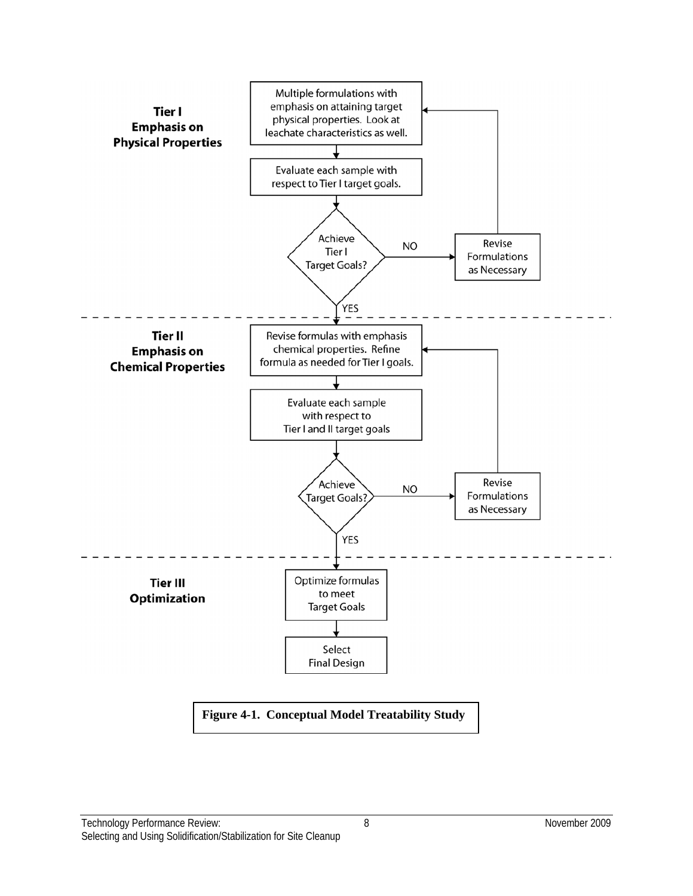**Tier I**
**Emphasis on**
**Physical Properties**

Multiple formulations with emphasis on attaining target physical properties. Look at leachate characteristics as well.

Evaluate each sample with respect to Tier I target goals.

Achieve Tier I Target Goals?

NO

Revise Formulations as Necessary

YES

**Tier II**
**Emphasis on**
**Chemical Properties**

Revise formulas with emphasis chemical properties. Refine formula as needed for Tier I goals.

Evaluate each sample with respect to Tier I and II target goals

Achieve Target Goals?

NO

Revise Formulations as Necessary

YES

**Tier III**
**Optimization**

Optimize formulas to meet Target Goals

Select Final Design

**Figure 4-1. Conceptual Model Treatability Study**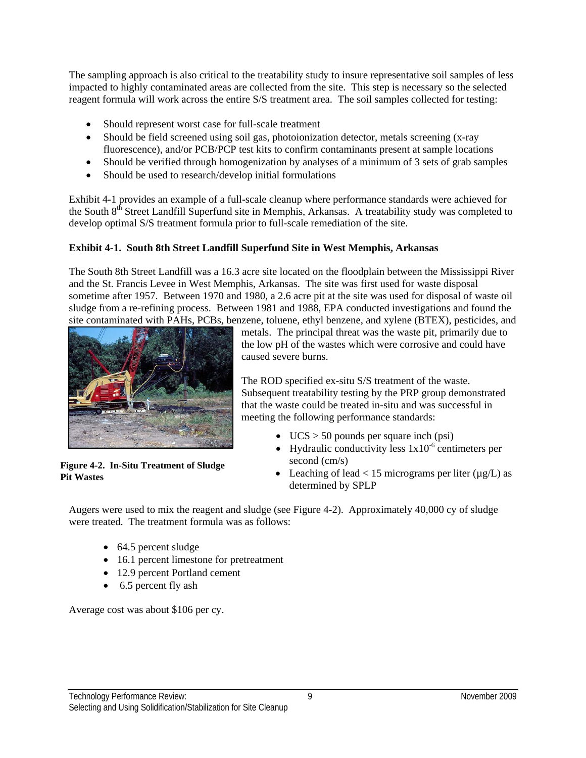The sampling approach is also critical to the treatability study to insure representative soil samples of less impacted to highly contaminated areas are collected from the site. This step is necessary so the selected reagent formula will work across the entire S/S treatment area. The soil samples collected for testing:

- Should represent worst case for full-scale treatment
- Should be field screened using soil gas, photoionization detector, metals screening (x-ray fluorescence), and/or PCB/PCP test kits to confirm contaminants present at sample locations
- Should be verified through homogenization by analyses of a minimum of 3 sets of grab samples
- Should be used to research/develop initial formulations

Exhibit 4-1 provides an example of a full-scale cleanup where performance standards were achieved for the South 8$^{th}$ Street Landfill Superfund site in Memphis, Arkansas. A treatability study was completed to develop optimal S/S treatment formula prior to full-scale remediation of the site.

**Exhibit 4-1. South 8th Street Landfill Superfund Site in West Memphis, Arkansas**

The South 8th Street Landfill was a 16.3 acre site located on the floodplain between the Mississippi River and the St. Francis Levee in West Memphis, Arkansas. The site was first used for waste disposal sometime after 1957. Between 1970 and 1980, a 2.6 acre pit at the site was used for disposal of waste oil sludge from a re-refining process. Between 1981 and 1988, EPA conducted investigations and found the site contaminated with PAHs, PCBs, benzene, toluene, ethyl benzene, and xylene (BTEX), pesticides, and metals. The principal threat was the waste pit, primarily due to the low pH of the wastes which were corrosive and could have caused severe burns.

**Figure 4-2. In-Situ Treatment of Sludge Pit Wastes**

The ROD specified ex-situ S/S treatment of the waste. Subsequent treatability testing by the PRP group demonstrated that the waste could be treated in-situ and was successful in meeting the following performance standards:

- UCS > 50 pounds per square inch (psi)
- Hydraulic conductivity less $1x10^{-6}$ centimeters per second (cm/s)
- Leaching of lead < 15 micrograms per liter (µg/L) as determined by SPLP

Augers were used to mix the reagent and sludge (see Figure 4-2). Approximately 40,000 cy of sludge were treated. The treatment formula was as follows:

- 64.5 percent sludge
- 16.1 percent limestone for pretreatment
- 12.9 percent Portland cement
- 6.5 percent fly ash

Average cost was about $106 per cy.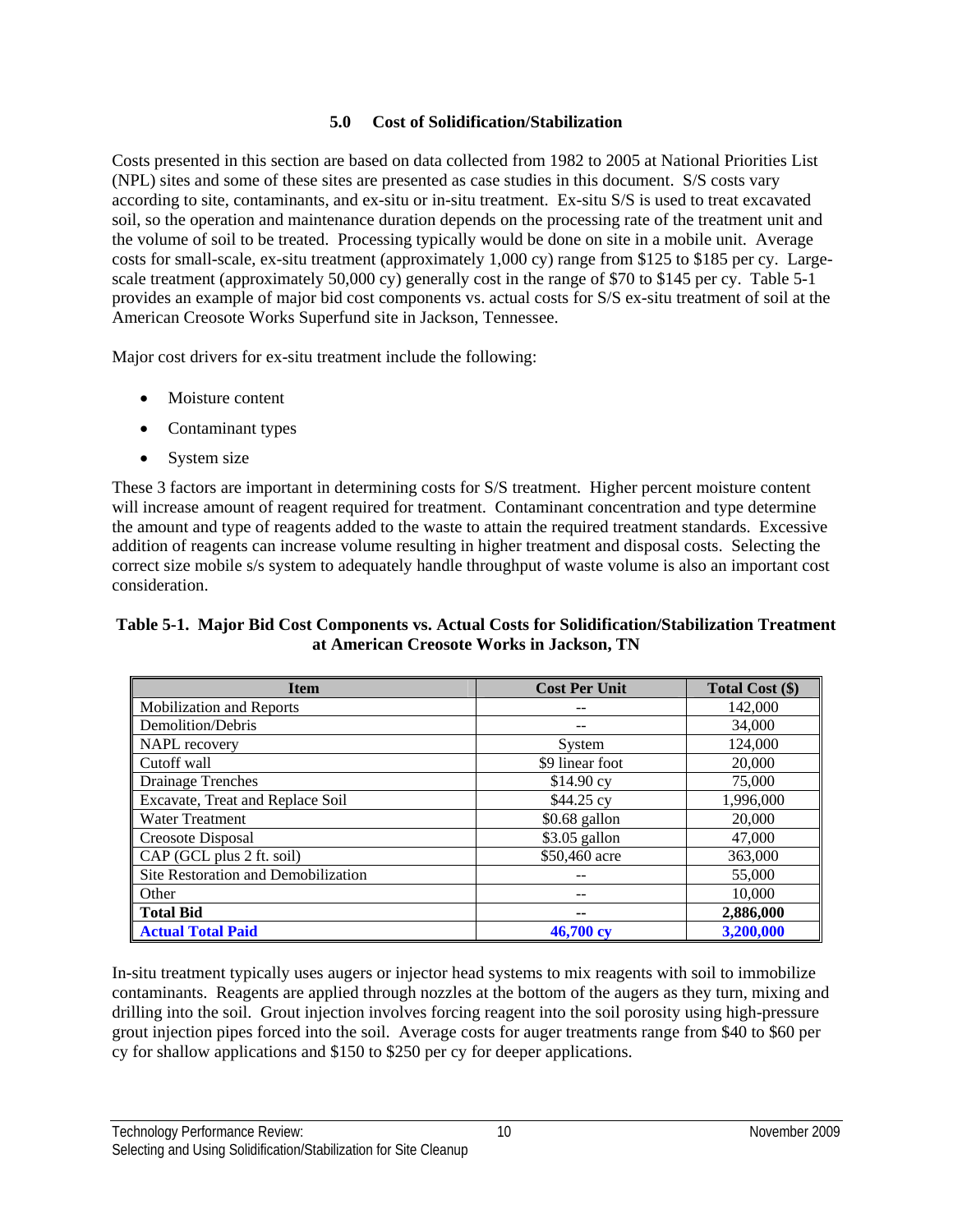## 5.0 Cost of Solidification/Stabilization

Costs presented in this section are based on data collected from 1982 to 2005 at National Priorities List (NPL) sites and some of these sites are presented as case studies in this document. S/S costs vary according to site, contaminants, and ex-situ or in-situ treatment. Ex-situ S/S is used to treat excavated soil, so the operation and maintenance duration depends on the processing rate of the treatment unit and the volume of soil to be treated. Processing typically would be done on site in a mobile unit. Average costs for small-scale, ex-situ treatment (approximately 1,000 cy) range from $125 to $185 per cy. Large-scale treatment (approximately 50,000 cy) generally cost in the range of $70 to $145 per cy. Table 5-1 provides an example of major bid cost components vs. actual costs for S/S ex-situ treatment of soil at the American Creosote Works Superfund site in Jackson, Tennessee.

Major cost drivers for ex-situ treatment include the following:

- Moisture content
- Contaminant types
- System size

These 3 factors are important in determining costs for S/S treatment. Higher percent moisture content will increase amount of reagent required for treatment. Contaminant concentration and type determine the amount and type of reagents added to the waste to attain the required treatment standards. Excessive addition of reagents can increase volume resulting in higher treatment and disposal costs. Selecting the correct size mobile s/s system to adequately handle throughput of waste volume is also an important cost consideration.

**Table 5-1. Major Bid Cost Components vs. Actual Costs for Solidification/Stabilization Treatment at American Creosote Works in Jackson, TN**

| Item | Cost Per Unit | Total Cost ($) |
|---|---|---|
| Mobilization and Reports | -- | 142,000 |
| Demolition/Debris | -- | 34,000 |
| NAPL recovery | System | 124,000 |
| Cutoff wall | $9 linear foot | 20,000 |
| Drainage Trenches | $14.90 cy | 75,000 |
| Excavate, Treat and Replace Soil | $44.25 cy | 1,996,000 |
| Water Treatment | $0.68 gallon | 20,000 |
| Creosote Disposal | $3.05 gallon | 47,000 |
| CAP (GCL plus 2 ft. soil) | $50,460 acre | 363,000 |
| Site Restoration and Demobilization | -- | 55,000 |
| Other | -- | 10,000 |
| **Total Bid** | **--** | **2,886,000** |
| **Actual Total Paid** | **46,700 cy** | **3,200,000** |

In-situ treatment typically uses augers or injector head systems to mix reagents with soil to immobilize contaminants. Reagents are applied through nozzles at the bottom of the augers as they turn, mixing and drilling into the soil. Grout injection involves forcing reagent into the soil porosity using high-pressure grout injection pipes forced into the soil. Average costs for auger treatments range from $40 to $60 per cy for shallow applications and $150 to $250 per cy for deeper applications.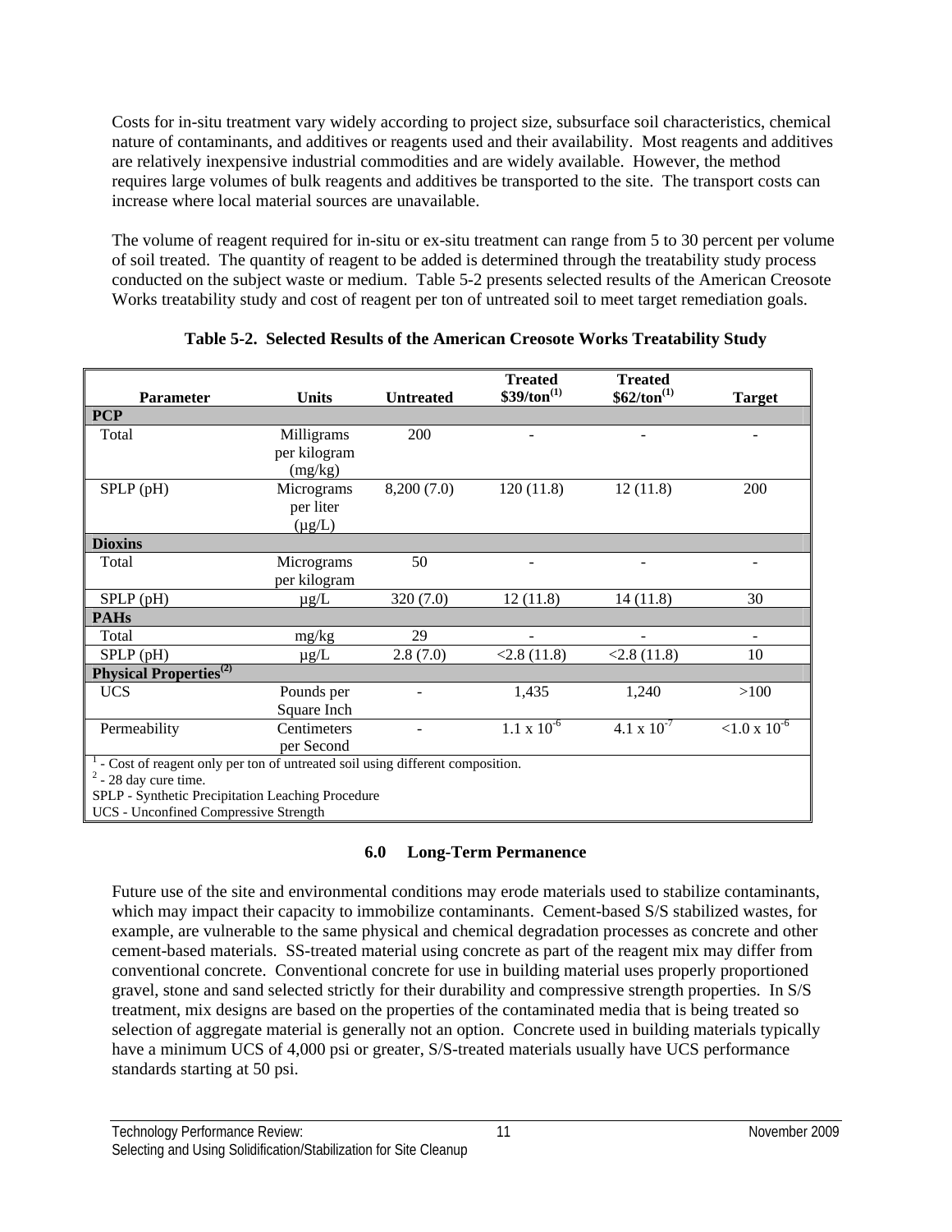Costs for in-situ treatment vary widely according to project size, subsurface soil characteristics, chemical nature of contaminants, and additives or reagents used and their availability. Most reagents and additives are relatively inexpensive industrial commodities and are widely available. However, the method requires large volumes of bulk reagents and additives be transported to the site. The transport costs can increase where local material sources are unavailable.

The volume of reagent required for in-situ or ex-situ treatment can range from 5 to 30 percent per volume of soil treated. The quantity of reagent to be added is determined through the treatability study process conducted on the subject waste or medium. Table 5-2 presents selected results of the American Creosote Works treatability study and cost of reagent per ton of untreated soil to meet target remediation goals.

**Table 5-2. Selected Results of the American Creosote Works Treatability Study**

| Parameter | Units | Untreated | Treated \$39/ton[1] | Treated \$62/ton[1] | Target |
|---|---|---|---|---|---|
| **PCP** | | | | | |
| Total | Milligrams per kilogram (mg/kg) | 200 | - | - | - |
| SPLP (pH) | Micrograms per liter (µg/L) | 8,200 (7.0) | 120 (11.8) | 12 (11.8) | 200 |
| **Dioxins** | | | | | |
| Total | Micrograms per kilogram | 50 | - | - | - |
| SPLP (pH) | µg/L | 320 (7.0) | 12 (11.8) | 14 (11.8) | 30 |
| **PAHs** | | | | | |
| Total | mg/kg | 29 | - | - | - |
| SPLP (pH) | µg/L | 2.8 (7.0) | <2.8 (11.8) | <2.8 (11.8) | 10 |
| **Physical Properties[2]** | | | | | |
| UCS | Pounds per Square Inch | - | 1,435 | 1,240 | >100 |
| Permeability | Centimeters per Second | - | $1.1 \times 10^{-6}$ | $4.1 \times 10^{-7}$ | $<1.0 \times 10^{-6}$ |

[1] - Cost of reagent only per ton of untreated soil using different composition.
[2] - 28 day cure time.
SPLP - Synthetic Precipitation Leaching Procedure
UCS - Unconfined Compressive Strength

## 6.0 Long-Term Permanence

Future use of the site and environmental conditions may erode materials used to stabilize contaminants, which may impact their capacity to immobilize contaminants. Cement-based S/S stabilized wastes, for example, are vulnerable to the same physical and chemical degradation processes as concrete and other cement-based materials. SS-treated material using concrete as part of the reagent mix may differ from conventional concrete. Conventional concrete for use in building material uses properly proportioned gravel, stone and sand selected strictly for their durability and compressive strength properties. In S/S treatment, mix designs are based on the properties of the contaminated media that is being treated so selection of aggregate material is generally not an option. Concrete used in building materials typically have a minimum UCS of 4,000 psi or greater, S/S-treated materials usually have UCS performance standards starting at 50 psi.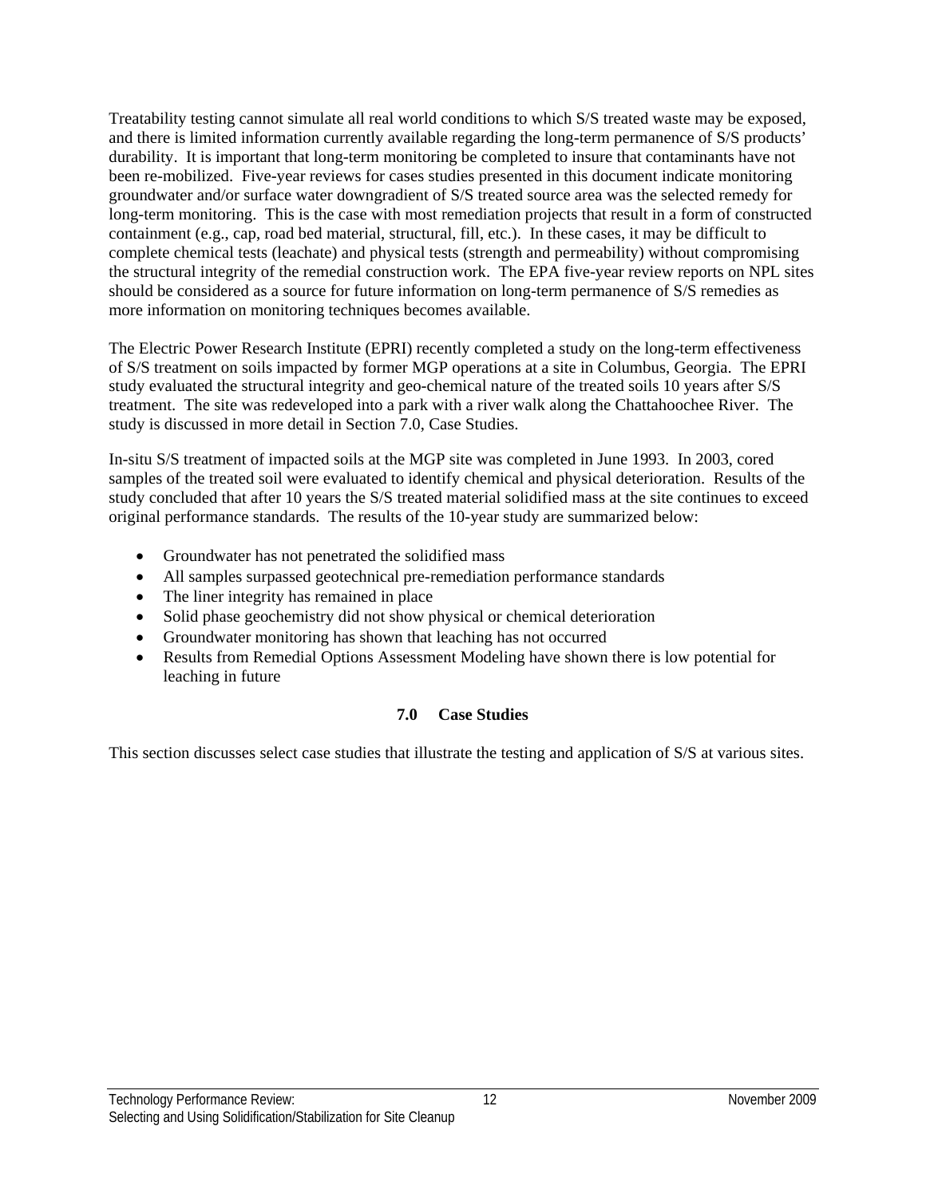Treatability testing cannot simulate all real world conditions to which S/S treated waste may be exposed, and there is limited information currently available regarding the long-term permanence of S/S products' durability. It is important that long-term monitoring be completed to insure that contaminants have not been re-mobilized. Five-year reviews for cases studies presented in this document indicate monitoring groundwater and/or surface water downgradient of S/S treated source area was the selected remedy for long-term monitoring. This is the case with most remediation projects that result in a form of constructed containment (e.g., cap, road bed material, structural, fill, etc.). In these cases, it may be difficult to complete chemical tests (leachate) and physical tests (strength and permeability) without compromising the structural integrity of the remedial construction work. The EPA five-year review reports on NPL sites should be considered as a source for future information on long-term permanence of S/S remedies as more information on monitoring techniques becomes available.

The Electric Power Research Institute (EPRI) recently completed a study on the long-term effectiveness of S/S treatment on soils impacted by former MGP operations at a site in Columbus, Georgia. The EPRI study evaluated the structural integrity and geo-chemical nature of the treated soils 10 years after S/S treatment. The site was redeveloped into a park with a river walk along the Chattahoochee River. The study is discussed in more detail in Section 7.0, Case Studies.

In-situ S/S treatment of impacted soils at the MGP site was completed in June 1993. In 2003, cored samples of the treated soil were evaluated to identify chemical and physical deterioration. Results of the study concluded that after 10 years the S/S treated material solidified mass at the site continues to exceed original performance standards. The results of the 10-year study are summarized below:

- Groundwater has not penetrated the solidified mass
- All samples surpassed geotechnical pre-remediation performance standards
- The liner integrity has remained in place
- Solid phase geochemistry did not show physical or chemical deterioration
- Groundwater monitoring has shown that leaching has not occurred
- Results from Remedial Options Assessment Modeling have shown there is low potential for leaching in future

## 7.0 Case Studies

This section discusses select case studies that illustrate the testing and application of S/S at various sites.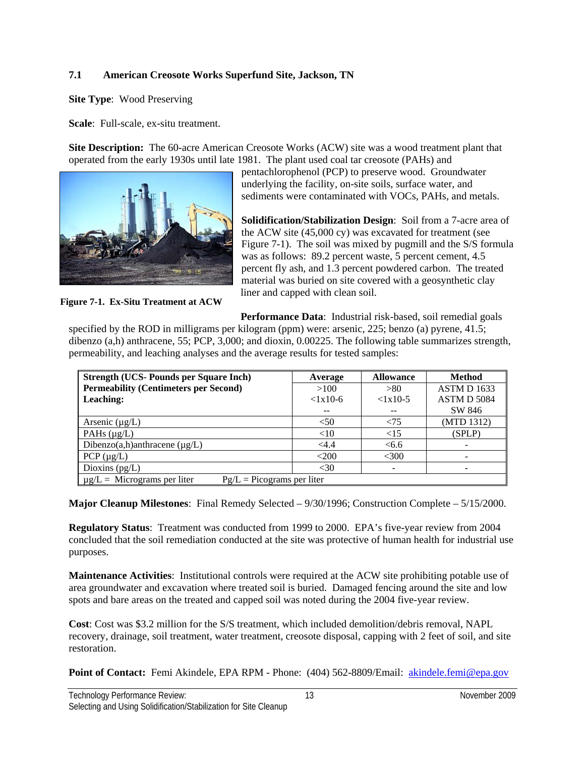### 7.1 American Creosote Works Superfund Site, Jackson, TN

**Site Type**: Wood Preserving

**Scale**: Full-scale, ex-situ treatment.

**Site Description:** The 60-acre American Creosote Works (ACW) site was a wood treatment plant that operated from the early 1930s until late 1981. The plant used coal tar creosote (PAHs) and pentachlorophenol (PCP) to preserve wood. Groundwater underlying the facility, on-site soils, surface water, and sediments were contaminated with VOCs, PAHs, and metals.

**Figure 7-1. Ex-Situ Treatment at ACW**

**Solidification/Stabilization Design**: Soil from a 7-acre area of the ACW site (45,000 cy) was excavated for treatment (see Figure 7-1). The soil was mixed by pugmill and the S/S formula was as follows: 89.2 percent waste, 5 percent cement, 4.5 percent fly ash, and 1.3 percent powdered carbon. The treated material was buried on site covered with a geosynthetic clay liner and capped with clean soil.

**Performance Data**: Industrial risk-based, soil remedial goals specified by the ROD in milligrams per kilogram (ppm) were: arsenic, 225; benzo (a) pyrene, 41.5; dibenzo (a,h) anthracene, 55; PCP, 3,000; and dioxin, 0.00225. The following table summarizes strength, permeability, and leaching analyses and the average results for tested samples:

| | Average | Allowance | Method |
|---|---|---|---|
| **Strength (UCS- Pounds per Square Inch)** | >100 | >80 | ASTM D 1633 |
| **Permeability (Centimeters per Second)** | <1x10-6 | <1x10-5 | ASTM D 5084 |
| **Leaching:** | -- | -- | SW 846 |
| Arsenic (µg/L) | <50 | <75 | (MTD 1312) |
| PAHs (µg/L) | <10 | <15 | (SPLP) |
| Dibenzo(a,h)anthracene (µg/L) | <4.4 | <6.6 | - |
| PCP (µg/L) | <200 | <300 | - |
| Dioxins (pg/L) | <30 | - | - |
| µg/L = Micrograms per liter    Pg/L = Picograms per liter | | | |

**Major Cleanup Milestones**: Final Remedy Selected – 9/30/1996; Construction Complete – 5/15/2000.

**Regulatory Status**: Treatment was conducted from 1999 to 2000. EPA's five-year review from 2004 concluded that the soil remediation conducted at the site was protective of human health for industrial use purposes.

**Maintenance Activities**: Institutional controls were required at the ACW site prohibiting potable use of area groundwater and excavation where treated soil is buried. Damaged fencing around the site and low spots and bare areas on the treated and capped soil was noted during the 2004 five-year review.

**Cost**: Cost was $3.2 million for the S/S treatment, which included demolition/debris removal, NAPL recovery, drainage, soil treatment, water treatment, creosote disposal, capping with 2 feet of soil, and site restoration.

**Point of Contact:** Femi Akindele, EPA RPM - Phone: (404) 562-8809/Email: akindele.femi@epa.gov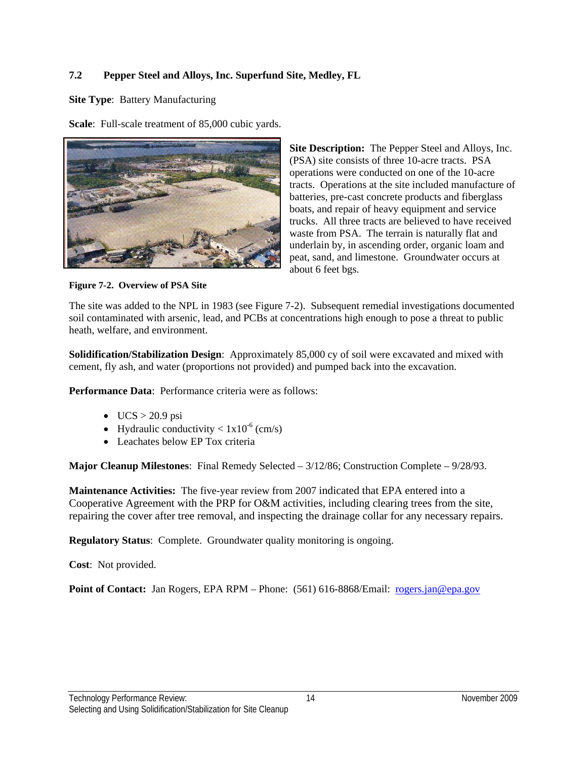### 7.2 Pepper Steel and Alloys, Inc. Superfund Site, Medley, FL

**Site Type**: Battery Manufacturing

**Scale**: Full-scale treatment of 85,000 cubic yards.

**Site Description:** The Pepper Steel and Alloys, Inc. (PSA) site consists of three 10-acre tracts. PSA operations were conducted on one of the 10-acre tracts. Operations at the site included manufacture of batteries, pre-cast concrete products and fiberglass boats, and repair of heavy equipment and service trucks. All three tracts are believed to have received waste from PSA. The terrain is naturally flat and underlain by, in ascending order, organic loam and peat, sand, and limestone. Groundwater occurs at about 6 feet bgs.

**Figure 7-2. Overview of PSA Site**

The site was added to the NPL in 1983 (see Figure 7-2). Subsequent remedial investigations documented soil contaminated with arsenic, lead, and PCBs at concentrations high enough to pose a threat to public heath, welfare, and environment.

**Solidification/Stabilization Design**: Approximately 85,000 cy of soil were excavated and mixed with cement, fly ash, and water (proportions not provided) and pumped back into the excavation.

**Performance Data**: Performance criteria were as follows:

- UCS > 20.9 psi
- Hydraulic conductivity < $1 \times 10^{-6}$ (cm/s)
- Leachates below EP Tox criteria

**Major Cleanup Milestones**: Final Remedy Selected – 3/12/86; Construction Complete – 9/28/93.

**Maintenance Activities:** The five-year review from 2007 indicated that EPA entered into a Cooperative Agreement with the PRP for O&M activities, including clearing trees from the site, repairing the cover after tree removal, and inspecting the drainage collar for any necessary repairs.

**Regulatory Status**: Complete. Groundwater quality monitoring is ongoing.

**Cost**: Not provided.

**Point of Contact:** Jan Rogers, EPA RPM – Phone: (561) 616-8868/Email: rogers.jan@epa.gov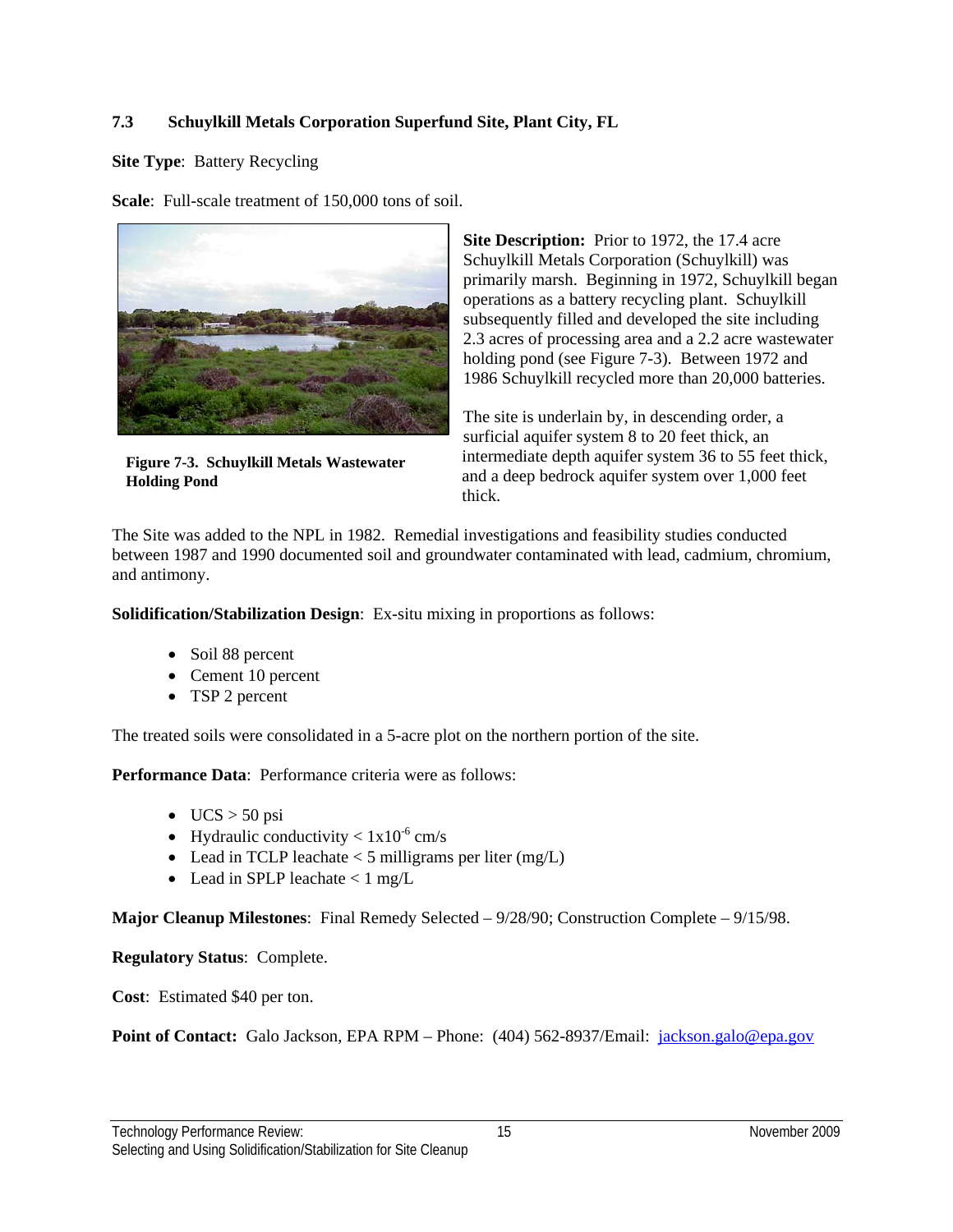### 7.3 Schuylkill Metals Corporation Superfund Site, Plant City, FL

**Site Type**: Battery Recycling

**Scale**: Full-scale treatment of 150,000 tons of soil.

**Figure 7-3. Schuylkill Metals Wastewater Holding Pond**

**Site Description:** Prior to 1972, the 17.4 acre Schuylkill Metals Corporation (Schuylkill) was primarily marsh. Beginning in 1972, Schuylkill began operations as a battery recycling plant. Schuylkill subsequently filled and developed the site including 2.3 acres of processing area and a 2.2 acre wastewater holding pond (see Figure 7-3). Between 1972 and 1986 Schuylkill recycled more than 20,000 batteries.

The site is underlain by, in descending order, a surficial aquifer system 8 to 20 feet thick, an intermediate depth aquifer system 36 to 55 feet thick, and a deep bedrock aquifer system over 1,000 feet thick.

The Site was added to the NPL in 1982. Remedial investigations and feasibility studies conducted between 1987 and 1990 documented soil and groundwater contaminated with lead, cadmium, chromium, and antimony.

**Solidification/Stabilization Design**: Ex-situ mixing in proportions as follows:

- Soil 88 percent
- Cement 10 percent
- TSP 2 percent

The treated soils were consolidated in a 5-acre plot on the northern portion of the site.

**Performance Data**: Performance criteria were as follows:

- UCS > 50 psi
- Hydraulic conductivity < $1\text{x}10^{-6}$ cm/s
- Lead in TCLP leachate < 5 milligrams per liter (mg/L)
- Lead in SPLP leachate < 1 mg/L

**Major Cleanup Milestones**: Final Remedy Selected – 9/28/90; Construction Complete – 9/15/98.

**Regulatory Status**: Complete.

**Cost**: Estimated $40 per ton.

**Point of Contact:** Galo Jackson, EPA RPM – Phone: (404) 562-8937/Email: jackson.galo@epa.gov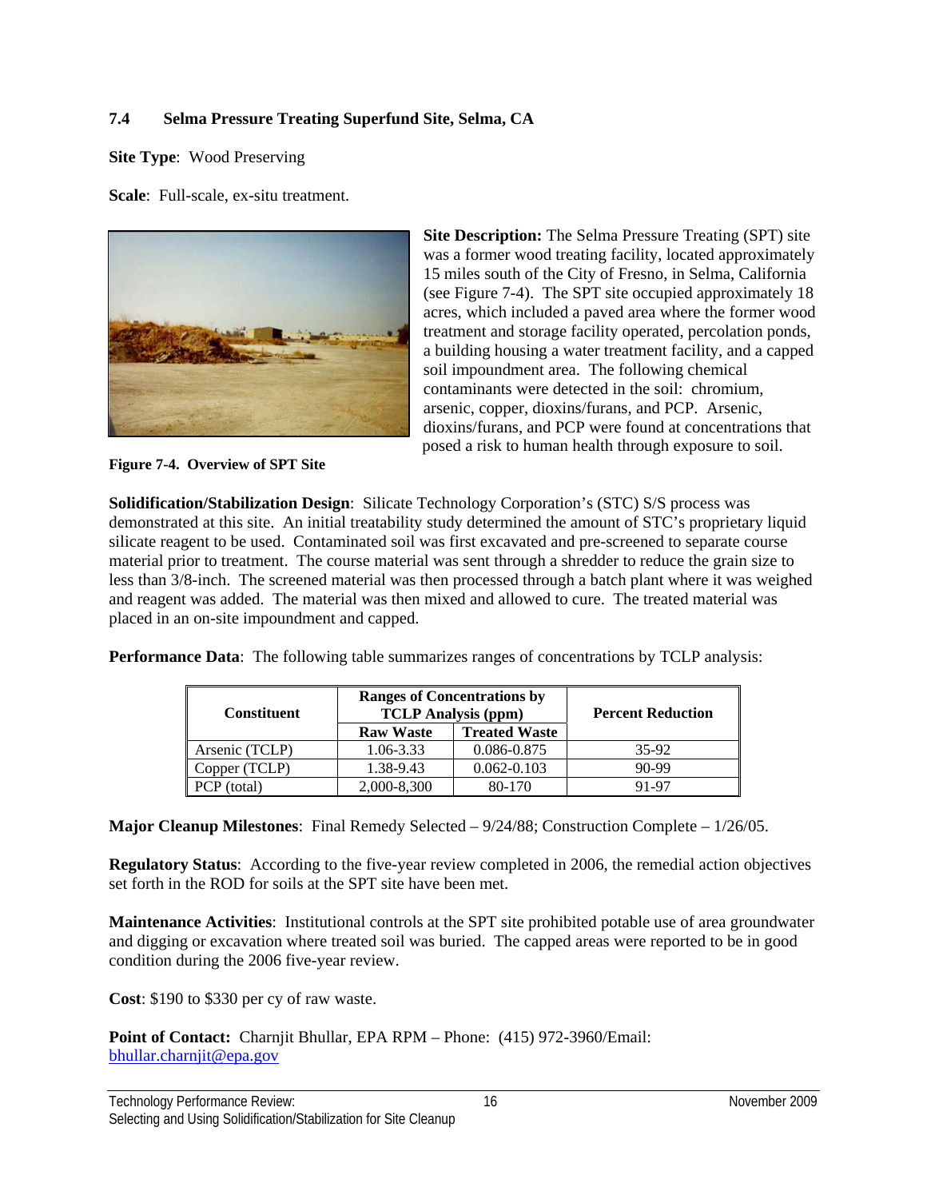### 7.4 Selma Pressure Treating Superfund Site, Selma, CA

**Site Type**: Wood Preserving

**Scale**: Full-scale, ex-situ treatment.

**Site Description:** The Selma Pressure Treating (SPT) site was a former wood treating facility, located approximately 15 miles south of the City of Fresno, in Selma, California (see Figure 7-4). The SPT site occupied approximately 18 acres, which included a paved area where the former wood treatment and storage facility operated, percolation ponds, a building housing a water treatment facility, and a capped soil impoundment area. The following chemical contaminants were detected in the soil: chromium, arsenic, copper, dioxins/furans, and PCP. Arsenic, dioxins/furans, and PCP were found at concentrations that posed a risk to human health through exposure to soil.

**Figure 7-4. Overview of SPT Site**

**Solidification/Stabilization Design**: Silicate Technology Corporation's (STC) S/S process was demonstrated at this site. An initial treatability study determined the amount of STC's proprietary liquid silicate reagent to be used. Contaminated soil was first excavated and pre-screened to separate course material prior to treatment. The course material was sent through a shredder to reduce the grain size to less than 3/8-inch. The screened material was then processed through a batch plant where it was weighed and reagent was added. The material was then mixed and allowed to cure. The treated material was placed in an on-site impoundment and capped.

**Performance Data**: The following table summarizes ranges of concentrations by TCLP analysis:

| Constituent | Ranges of Concentrations by TCLP Analysis (ppm) | | Percent Reduction |
|---|---|---|---|
| | Raw Waste | Treated Waste | |
| Arsenic (TCLP) | 1.06-3.33 | 0.086-0.875 | 35-92 |
| Copper (TCLP) | 1.38-9.43 | 0.062-0.103 | 90-99 |
| PCP (total) | 2,000-8,300 | 80-170 | 91-97 |

**Major Cleanup Milestones**: Final Remedy Selected – 9/24/88; Construction Complete – 1/26/05.

**Regulatory Status**: According to the five-year review completed in 2006, the remedial action objectives set forth in the ROD for soils at the SPT site have been met.

**Maintenance Activities**: Institutional controls at the SPT site prohibited potable use of area groundwater and digging or excavation where treated soil was buried. The capped areas were reported to be in good condition during the 2006 five-year review.

**Cost**: $190 to $330 per cy of raw waste.

**Point of Contact:** Charnjit Bhullar, EPA RPM – Phone: (415) 972-3960/Email: bhullar.charnjit@epa.gov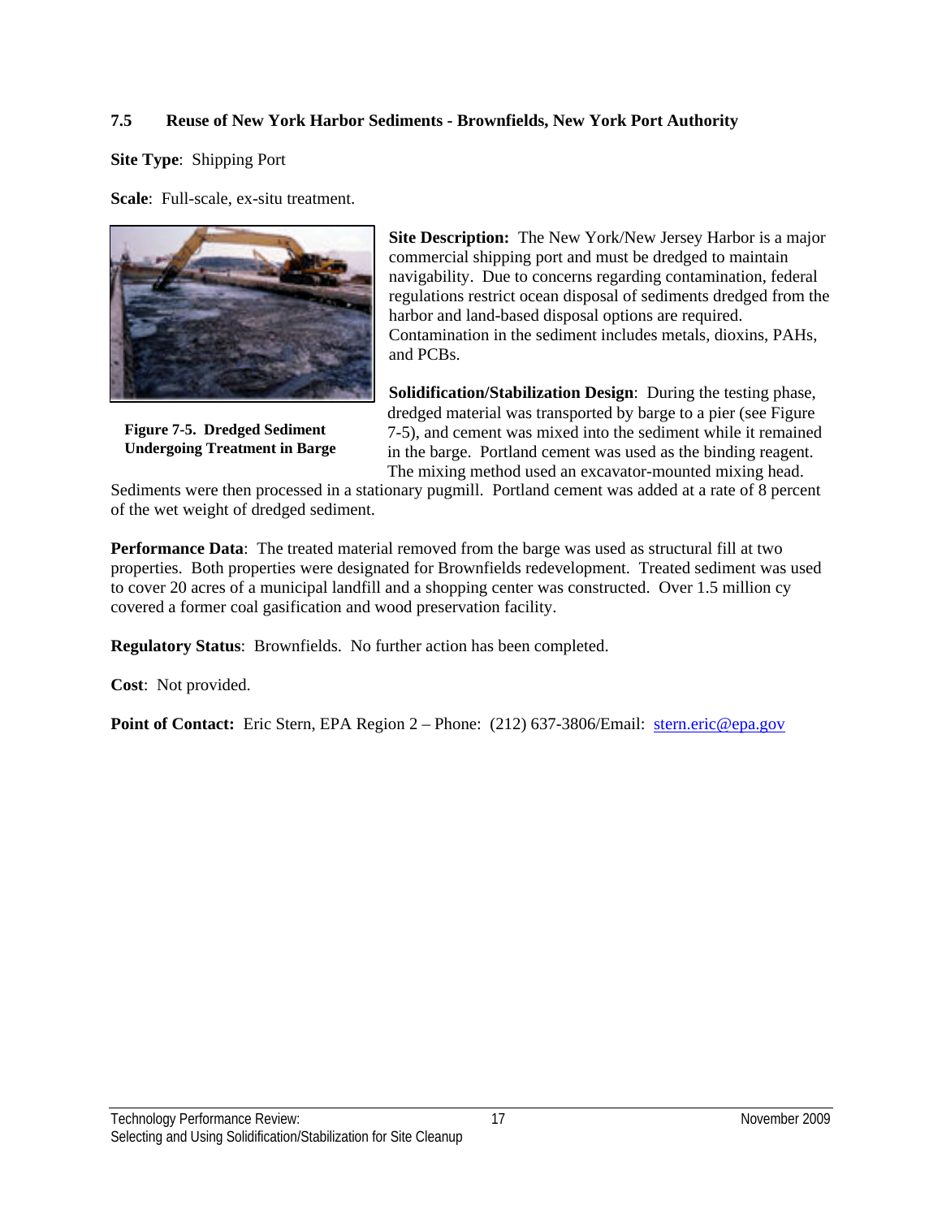### 7.5 Reuse of New York Harbor Sediments - Brownfields, New York Port Authority

**Site Type**: Shipping Port

**Scale**: Full-scale, ex-situ treatment.

**Figure 7-5. Dredged Sediment Undergoing Treatment in Barge**

**Site Description:** The New York/New Jersey Harbor is a major commercial shipping port and must be dredged to maintain navigability. Due to concerns regarding contamination, federal regulations restrict ocean disposal of sediments dredged from the harbor and land-based disposal options are required. Contamination in the sediment includes metals, dioxins, PAHs, and PCBs.

**Solidification/Stabilization Design**: During the testing phase, dredged material was transported by barge to a pier (see Figure 7-5), and cement was mixed into the sediment while it remained in the barge. Portland cement was used as the binding reagent. The mixing method used an excavator-mounted mixing head. Sediments were then processed in a stationary pugmill. Portland cement was added at a rate of 8 percent of the wet weight of dredged sediment.

**Performance Data**: The treated material removed from the barge was used as structural fill at two properties. Both properties were designated for Brownfields redevelopment. Treated sediment was used to cover 20 acres of a municipal landfill and a shopping center was constructed. Over 1.5 million cy covered a former coal gasification and wood preservation facility.

**Regulatory Status**: Brownfields. No further action has been completed.

**Cost**: Not provided.

**Point of Contact:** Eric Stern, EPA Region 2 – Phone: (212) 637-3806/Email: stern.eric@epa.gov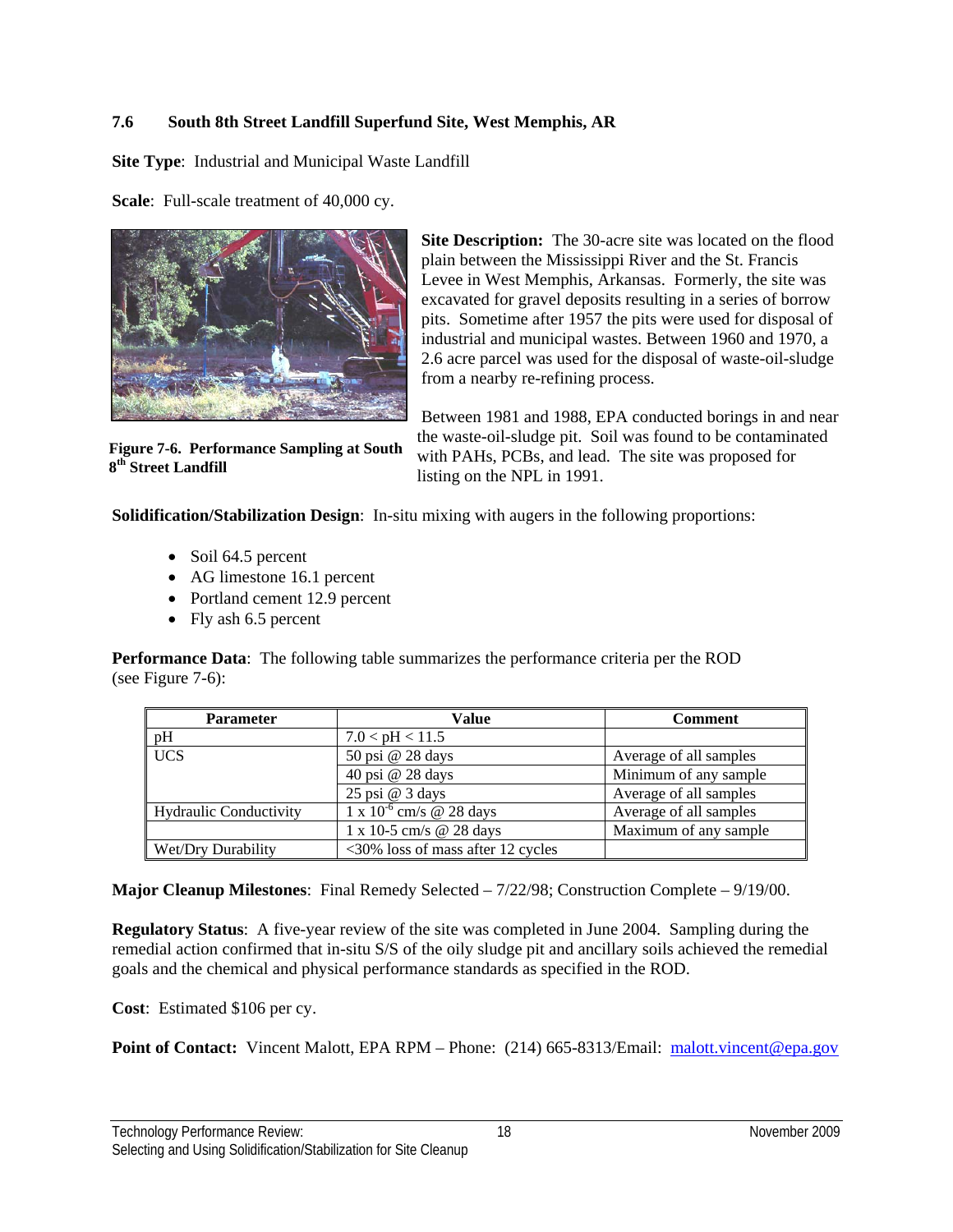### 7.6 South 8th Street Landfill Superfund Site, West Memphis, AR

**Site Type**: Industrial and Municipal Waste Landfill

**Scale**: Full-scale treatment of 40,000 cy.

**Figure 7-6. Performance Sampling at South 8th Street Landfill**

**Site Description:** The 30-acre site was located on the flood plain between the Mississippi River and the St. Francis Levee in West Memphis, Arkansas. Formerly, the site was excavated for gravel deposits resulting in a series of borrow pits. Sometime after 1957 the pits were used for disposal of industrial and municipal wastes. Between 1960 and 1970, a 2.6 acre parcel was used for the disposal of waste-oil-sludge from a nearby re-refining process.

Between 1981 and 1988, EPA conducted borings in and near the waste-oil-sludge pit. Soil was found to be contaminated with PAHs, PCBs, and lead. The site was proposed for listing on the NPL in 1991.

**Solidification/Stabilization Design**: In-situ mixing with augers in the following proportions:

- Soil 64.5 percent
- AG limestone 16.1 percent
- Portland cement 12.9 percent
- Fly ash 6.5 percent

**Performance Data**: The following table summarizes the performance criteria per the ROD (see Figure 7-6):

| Parameter | Value | Comment |
|---|---|---|
| pH | $7.0 < pH < 11.5$ | |
| UCS | 50 psi @ 28 days | Average of all samples |
| | 40 psi @ 28 days | Minimum of any sample |
| | 25 psi @ 3 days | Average of all samples |
| Hydraulic Conductivity | $1 \times 10^{-6}$ cm/s @ 28 days | Average of all samples |
| | 1 x 10-5 cm/s @ 28 days | Maximum of any sample |
| Wet/Dry Durability | <30% loss of mass after 12 cycles | |

**Major Cleanup Milestones**: Final Remedy Selected – 7/22/98; Construction Complete – 9/19/00.

**Regulatory Status**: A five-year review of the site was completed in June 2004. Sampling during the remedial action confirmed that in-situ S/S of the oily sludge pit and ancillary soils achieved the remedial goals and the chemical and physical performance standards as specified in the ROD.

**Cost**: Estimated $106 per cy.

**Point of Contact:** Vincent Malott, EPA RPM – Phone: (214) 665-8313/Email: malott.vincent@epa.gov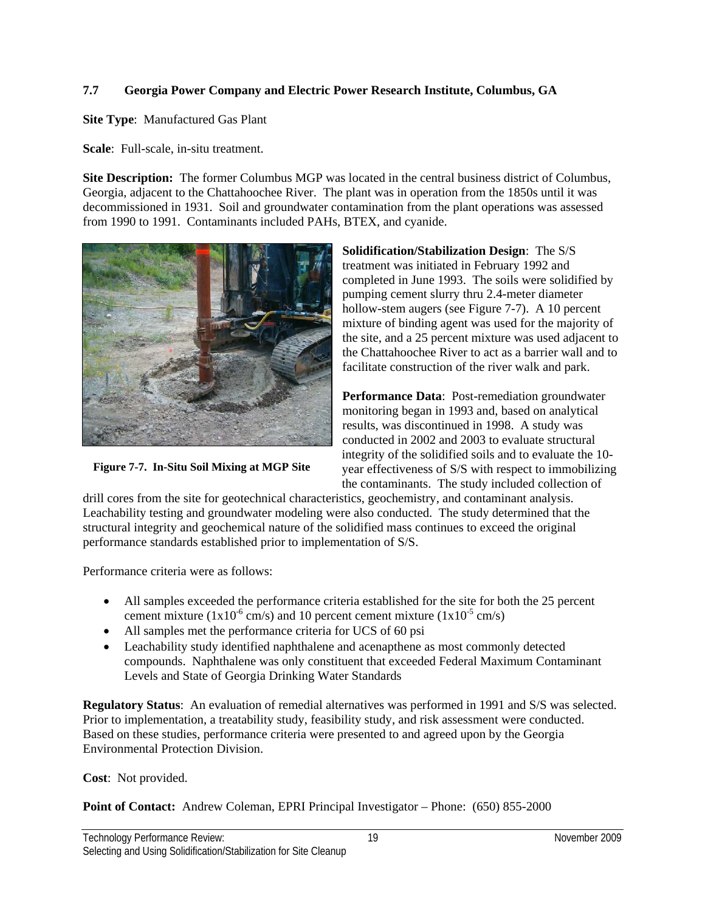## 7.7 Georgia Power Company and Electric Power Research Institute, Columbus, GA

**Site Type**: Manufactured Gas Plant

**Scale**: Full-scale, in-situ treatment.

**Site Description:** The former Columbus MGP was located in the central business district of Columbus, Georgia, adjacent to the Chattahoochee River. The plant was in operation from the 1850s until it was decommissioned in 1931. Soil and groundwater contamination from the plant operations was assessed from 1990 to 1991. Contaminants included PAHs, BTEX, and cyanide.

**Figure 7-7. In-Situ Soil Mixing at MGP Site**

**Solidification/Stabilization Design**: The S/S treatment was initiated in February 1992 and completed in June 1993. The soils were solidified by pumping cement slurry thru 2.4-meter diameter hollow-stem augers (see Figure 7-7). A 10 percent mixture of binding agent was used for the majority of the site, and a 25 percent mixture was used adjacent to the Chattahoochee River to act as a barrier wall and to facilitate construction of the river walk and park.

**Performance Data**: Post-remediation groundwater monitoring began in 1993 and, based on analytical results, was discontinued in 1998. A study was conducted in 2002 and 2003 to evaluate structural integrity of the solidified soils and to evaluate the 10-year effectiveness of S/S with respect to immobilizing the contaminants. The study included collection of drill cores from the site for geotechnical characteristics, geochemistry, and contaminant analysis. Leachability testing and groundwater modeling were also conducted. The study determined that the structural integrity and geochemical nature of the solidified mass continues to exceed the original performance standards established prior to implementation of S/S.

Performance criteria were as follows:

- All samples exceeded the performance criteria established for the site for both the 25 percent cement mixture ($1x10^{-6}$ cm/s) and 10 percent cement mixture ($1x10^{-5}$ cm/s)
- All samples met the performance criteria for UCS of 60 psi
- Leachability study identified naphthalene and acenapthene as most commonly detected compounds. Naphthalene was only constituent that exceeded Federal Maximum Contaminant Levels and State of Georgia Drinking Water Standards

**Regulatory Status**: An evaluation of remedial alternatives was performed in 1991 and S/S was selected. Prior to implementation, a treatability study, feasibility study, and risk assessment were conducted. Based on these studies, performance criteria were presented to and agreed upon by the Georgia Environmental Protection Division.

**Cost**: Not provided.

**Point of Contact:** Andrew Coleman, EPRI Principal Investigator – Phone: (650) 855-2000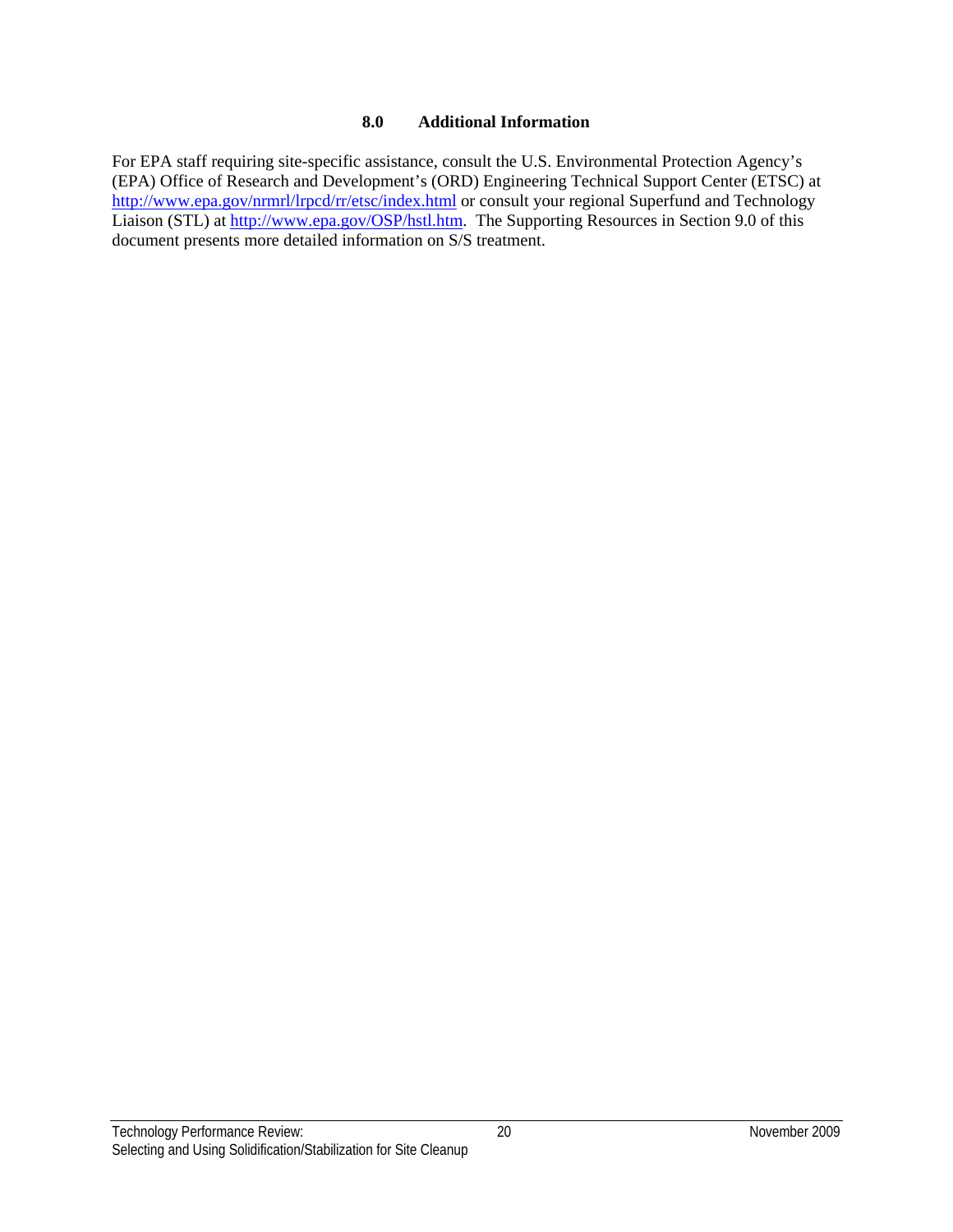## 8.0 Additional Information

For EPA staff requiring site-specific assistance, consult the U.S. Environmental Protection Agency's (EPA) Office of Research and Development's (ORD) Engineering Technical Support Center (ETSC) at http://www.epa.gov/nrmrl/lrpcd/rr/etsc/index.html or consult your regional Superfund and Technology Liaison (STL) at http://www.epa.gov/OSP/hstl.htm. The Supporting Resources in Section 9.0 of this document presents more detailed information on S/S treatment.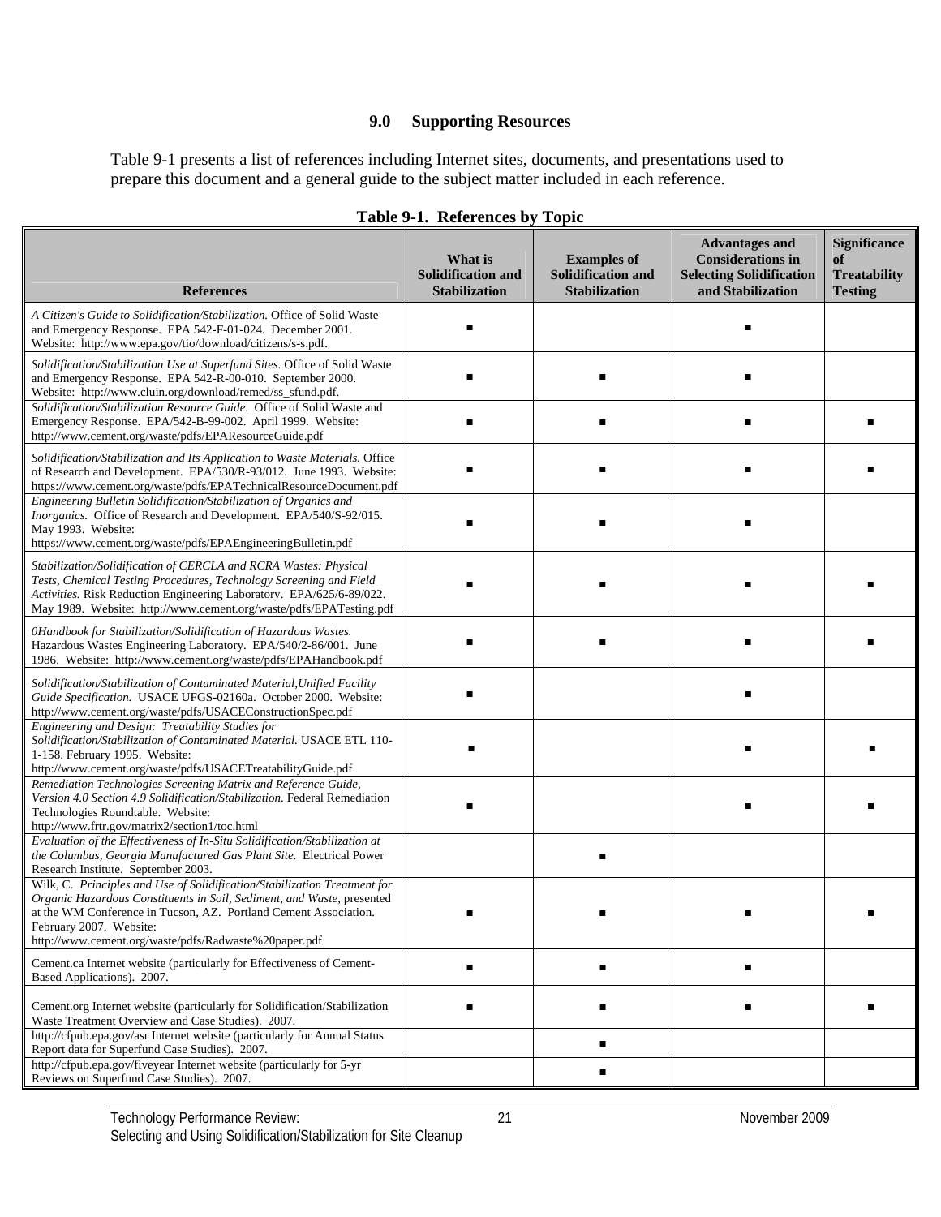## 9.0 Supporting Resources

Table 9-1 presents a list of references including Internet sites, documents, and presentations used to prepare this document and a general guide to the subject matter included in each reference.

**Table 9-1. References by Topic**

| References | What is Solidification and Stabilization | Examples of Solidification and Stabilization | Advantages and Considerations in Selecting Solidification and Stabilization | Significance of Treatability Testing |
|---|---|---|---|---|
| *A Citizen's Guide to Solidification/Stabilization.* Office of Solid Waste and Emergency Response. EPA 542-F-01-024. December 2001. Website: http://www.epa.gov/tio/download/citizens/s-s.pdf. | ■ | | ■ | |
| *Solidification/Stabilization Use at Superfund Sites.* Office of Solid Waste and Emergency Response. EPA 542-R-00-010. September 2000. Website: http://www.cluin.org/download/remed/ss_sfund.pdf. | ■ | ■ | ■ | |
| *Solidification/Stabilization Resource Guide.* Office of Solid Waste and Emergency Response. EPA/542-B-99-002. April 1999. Website: http://www.cement.org/waste/pdfs/EPAResourceGuide.pdf | ■ | ■ | ■ | ■ |
| *Solidification/Stabilization and Its Application to Waste Materials.* Office of Research and Development. EPA/530/R-93/012. June 1993. Website: https://www.cement.org/waste/pdfs/EPATechnicalResourceDocument.pdf | ■ | ■ | ■ | ■ |
| *Engineering Bulletin Solidification/Stabilization of Organics and Inorganics.* Office of Research and Development. EPA/540/S-92/015. May 1993. Website: https://www.cement.org/waste/pdfs/EPAEngineeringBulletin.pdf | ■ | ■ | ■ | |
| *Stabilization/Solidification of CERCLA and RCRA Wastes: Physical Tests, Chemical Testing Procedures, Technology Screening and Field Activities.* Risk Reduction Engineering Laboratory. EPA/625/6-89/022. May 1989. Website: http://www.cement.org/waste/pdfs/EPATesting.pdf | ■ | ■ | ■ | ■ |
| *0Handbook for Stabilization/Solidification of Hazardous Wastes.* Hazardous Wastes Engineering Laboratory. EPA/540/2-86/001. June 1986. Website: http://www.cement.org/waste/pdfs/EPAHandbook.pdf | ■ | ■ | ■ | ■ |
| *Solidification/Stabilization of Contaminated Material,Unified Facility Guide Specification.* USACE UFGS-02160a. October 2000. Website: http://www.cement.org/waste/pdfs/USACEConstructionSpec.pdf | ■ | | ■ | |
| *Engineering and Design: Treatability Studies for Solidification/Stabilization of Contaminated Material.* USACE ETL 110-1-158. February 1995. Website: http://www.cement.org/waste/pdfs/USACETreatabilityGuide.pdf | ■ | | ■ | ■ |
| *Remediation Technologies Screening Matrix and Reference Guide, Version 4.0 Section 4.9 Solidification/Stabilization.* Federal Remediation Technologies Roundtable. Website: http://www.frtr.gov/matrix2/section1/toc.html | ■ | | ■ | ■ |
| *Evaluation of the Effectiveness of In-Situ Solidification/Stabilization at the Columbus, Georgia Manufactured Gas Plant Site.* Electrical Power Research Institute. September 2003. | | ■ | | |
| Wilk, C. *Principles and Use of Solidification/Stabilization Treatment for Organic Hazardous Constituents in Soil, Sediment, and Waste,* presented at the WM Conference in Tucson, AZ. Portland Cement Association. February 2007. Website: http://www.cement.org/waste/pdfs/Radwaste%20paper.pdf | ■ | ■ | ■ | ■ |
| Cement.ca Internet website (particularly for Effectiveness of Cement-Based Applications). 2007. | ■ | ■ | ■ | |
| Cement.org Internet website (particularly for Solidification/Stabilization Waste Treatment Overview and Case Studies). 2007. | ■ | ■ | ■ | ■ |
| http://cfpub.epa.gov/asr Internet website (particularly for Annual Status Report data for Superfund Case Studies). 2007. | | ■ | | |
| http://cfpub.epa.gov/fiveyear Internet website (particularly for 5-yr Reviews on Superfund Case Studies). 2007. | | ■ | | |